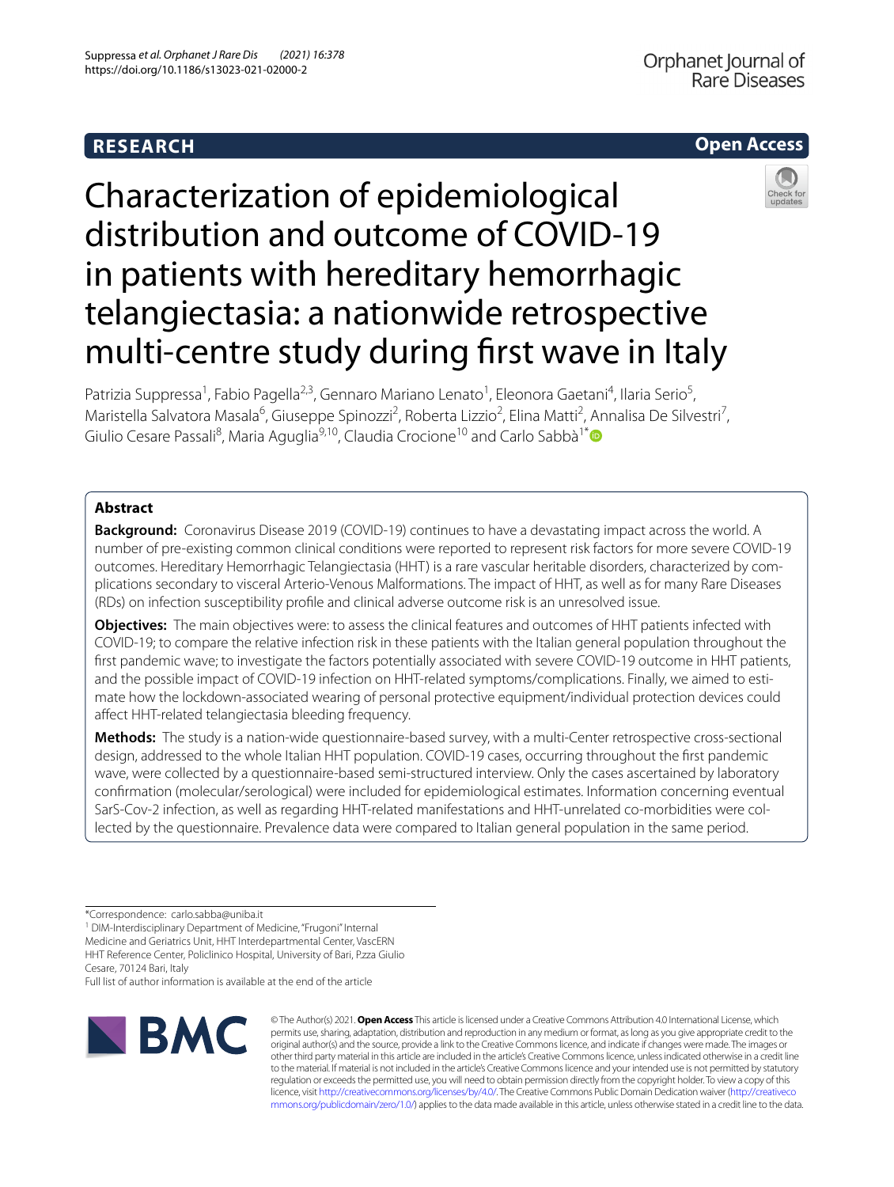RESEARCH

Open Access

# Characterization of epidemiological distribution and outcome of COVID-19 in patients with hereditary hemorrhagic telangiectasia: a nationwide retrospective multi-centre study during first wave in Italy

Patrizia Suppressa[1], Fabio Pagella[2,3], Gennaro Mariano Lenato[1], Eleonora Gaetani[4], Ilaria Serio[5], Maristella Salvatora Masala[6], Giuseppe Spinozzi[2], Roberta Lizzio[2], Elina Matti[2], Annalisa De Silvestri[7], Giulio Cesare Passali[8], Maria Aguglia[9,10], Claudia Crocione[10] and Carlo Sabbà[1*]

## Abstract

**Background:** Coronavirus Disease 2019 (COVID-19) continues to have a devastating impact across the world. A number of pre-existing common clinical conditions were reported to represent risk factors for more severe COVID-19 outcomes. Hereditary Hemorrhagic Telangiectasia (HHT) is a rare vascular heritable disorders, characterized by complications secondary to visceral Arterio-Venous Malformations. The impact of HHT, as well as for many Rare Diseases (RDs) on infection susceptibility profile and clinical adverse outcome risk is an unresolved issue.

**Objectives:** The main objectives were: to assess the clinical features and outcomes of HHT patients infected with COVID-19; to compare the relative infection risk in these patients with the Italian general population throughout the first pandemic wave; to investigate the factors potentially associated with severe COVID-19 outcome in HHT patients, and the possible impact of COVID-19 infection on HHT-related symptoms/complications. Finally, we aimed to estimate how the lockdown-associated wearing of personal protective equipment/individual protection devices could affect HHT-related telangiectasia bleeding frequency.

**Methods:** The study is a nation-wide questionnaire-based survey, with a multi-Center retrospective cross-sectional design, addressed to the whole Italian HHT population. COVID-19 cases, occurring throughout the first pandemic wave, were collected by a questionnaire-based semi-structured interview. Only the cases ascertained by laboratory confirmation (molecular/serological) were included for epidemiological estimates. Information concerning eventual SarS-Cov-2 infection, as well as regarding HHT-related manifestations and HHT-unrelated co-morbidities were collected by the questionnaire. Prevalence data were compared to Italian general population in the same period.

*Correspondence: carlo.sabba@uniba.it

[1] DIM-Interdisciplinary Department of Medicine, "Frugoni" Internal Medicine and Geriatrics Unit, HHT Interdepartmental Center, VascERN HHT Reference Center, Policlinico Hospital, University of Bari, P.zza Giulio Cesare, 70124 Bari, Italy

Full list of author information is available at the end of the article

© The Author(s) 2021. **Open Access** This article is licensed under a Creative Commons Attribution 4.0 International License, which permits use, sharing, adaptation, distribution and reproduction in any medium or format, as long as you give appropriate credit to the original author(s) and the source, provide a link to the Creative Commons licence, and indicate if changes were made. The images or other third party material in this article are included in the article's Creative Commons licence, unless indicated otherwise in a credit line to the material. If material is not included in the article's Creative Commons licence and your intended use is not permitted by statutory regulation or exceeds the permitted use, you will need to obtain permission directly from the copyright holder. To view a copy of this licence, visit http://creativecommons.org/licenses/by/4.0/. The Creative Commons Public Domain Dedication waiver (http://creativecommons.org/publicdomain/zero/1.0/) applies to the data made available in this article, unless otherwise stated in a credit line to the data.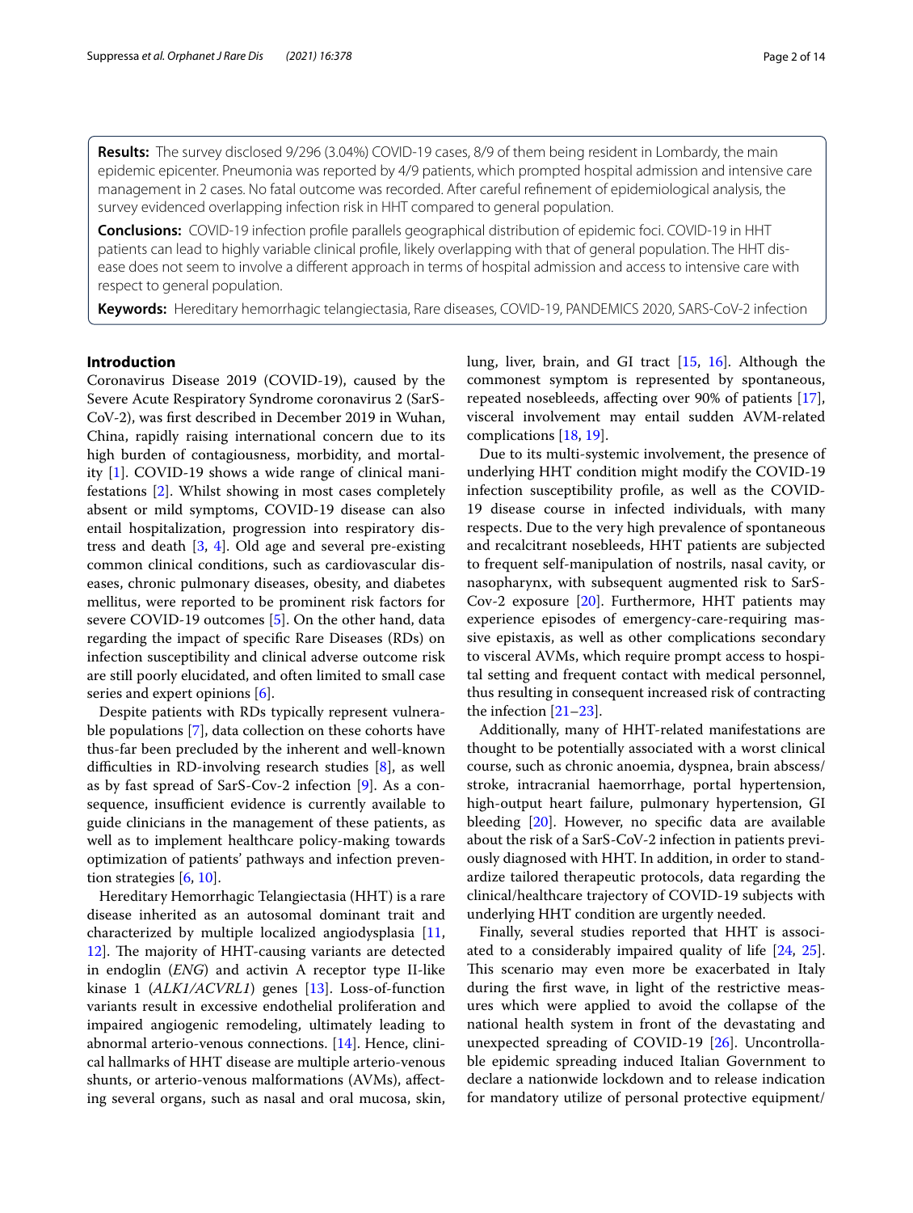**Results:** The survey disclosed 9/296 (3.04%) COVID-19 cases, 8/9 of them being resident in Lombardy, the main epidemic epicenter. Pneumonia was reported by 4/9 patients, which prompted hospital admission and intensive care management in 2 cases. No fatal outcome was recorded. After careful refinement of epidemiological analysis, the survey evidenced overlapping infection risk in HHT compared to general population.

**Conclusions:** COVID-19 infection profile parallels geographical distribution of epidemic foci. COVID-19 in HHT patients can lead to highly variable clinical profile, likely overlapping with that of general population. The HHT disease does not seem to involve a different approach in terms of hospital admission and access to intensive care with respect to general population.

**Keywords:** Hereditary hemorrhagic telangiectasia, Rare diseases, COVID-19, PANDEMICS 2020, SARS-CoV-2 infection

## Introduction

Coronavirus Disease 2019 (COVID-19), caused by the Severe Acute Respiratory Syndrome coronavirus 2 (SarS-CoV-2), was first described in December 2019 in Wuhan, China, rapidly raising international concern due to its high burden of contagiousness, morbidity, and mortality [1]. COVID-19 shows a wide range of clinical manifestations [2]. Whilst showing in most cases completely absent or mild symptoms, COVID-19 disease can also entail hospitalization, progression into respiratory distress and death [3, 4]. Old age and several pre-existing common clinical conditions, such as cardiovascular diseases, chronic pulmonary diseases, obesity, and diabetes mellitus, were reported to be prominent risk factors for severe COVID-19 outcomes [5]. On the other hand, data regarding the impact of specific Rare Diseases (RDs) on infection susceptibility and clinical adverse outcome risk are still poorly elucidated, and often limited to small case series and expert opinions [6].

Despite patients with RDs typically represent vulnerable populations [7], data collection on these cohorts have thus-far been precluded by the inherent and well-known difficulties in RD-involving research studies [8], as well as by fast spread of SarS-Cov-2 infection [9]. As a consequence, insufficient evidence is currently available to guide clinicians in the management of these patients, as well as to implement healthcare policy-making towards optimization of patients' pathways and infection prevention strategies [6, 10].

Hereditary Hemorrhagic Telangiectasia (HHT) is a rare disease inherited as an autosomal dominant trait and characterized by multiple localized angiodysplasia [11, 12]. The majority of HHT-causing variants are detected in endoglin (*ENG*) and activin A receptor type II-like kinase 1 (*ALK1/ACVRL1*) genes [13]. Loss-of-function variants result in excessive endothelial proliferation and impaired angiogenic remodeling, ultimately leading to abnormal arterio-venous connections. [14]. Hence, clinical hallmarks of HHT disease are multiple arterio-venous shunts, or arterio-venous malformations (AVMs), affecting several organs, such as nasal and oral mucosa, skin, lung, liver, brain, and GI tract [15, 16]. Although the commonest symptom is represented by spontaneous, repeated nosebleeds, affecting over 90% of patients [17], visceral involvement may entail sudden AVM-related complications [18, 19].

Due to its multi-systemic involvement, the presence of underlying HHT condition might modify the COVID-19 infection susceptibility profile, as well as the COVID-19 disease course in infected individuals, with many respects. Due to the very high prevalence of spontaneous and recalcitrant nosebleeds, HHT patients are subjected to frequent self-manipulation of nostrils, nasal cavity, or nasopharynx, with subsequent augmented risk to SarS-Cov-2 exposure [20]. Furthermore, HHT patients may experience episodes of emergency-care-requiring massive epistaxis, as well as other complications secondary to visceral AVMs, which require prompt access to hospital setting and frequent contact with medical personnel, thus resulting in consequent increased risk of contracting the infection [21–23].

Additionally, many of HHT-related manifestations are thought to be potentially associated with a worst clinical course, such as chronic anoemia, dyspnea, brain abscess/stroke, intracranial haemorrhage, portal hypertension, high-output heart failure, pulmonary hypertension, GI bleeding [20]. However, no specific data are available about the risk of a SarS-CoV-2 infection in patients previously diagnosed with HHT. In addition, in order to standardize tailored therapeutic protocols, data regarding the clinical/healthcare trajectory of COVID-19 subjects with underlying HHT condition are urgently needed.

Finally, several studies reported that HHT is associated to a considerably impaired quality of life [24, 25]. This scenario may even more be exacerbated in Italy during the first wave, in light of the restrictive measures which were applied to avoid the collapse of the national health system in front of the devastating and unexpected spreading of COVID-19 [26]. Uncontrollable epidemic spreading induced Italian Government to declare a nationwide lockdown and to release indication for mandatory utilize of personal protective equipment/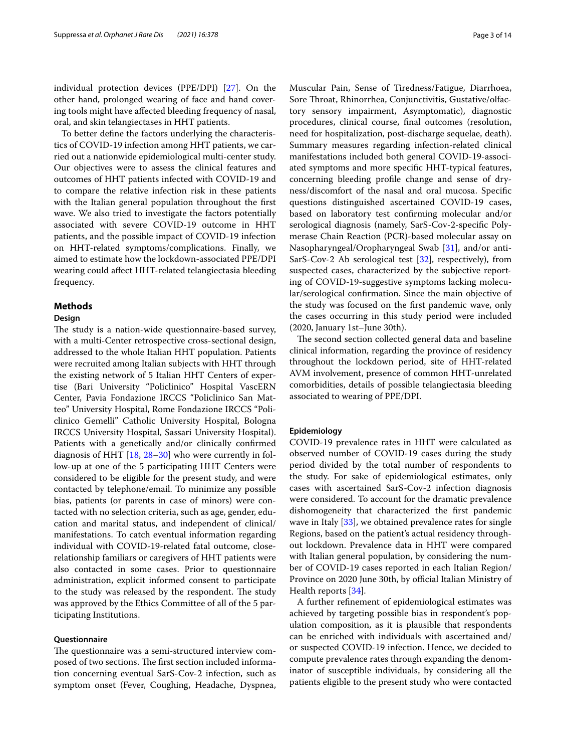individual protection devices (PPE/DPI) [27]. On the other hand, prolonged wearing of face and hand covering tools might have affected bleeding frequency of nasal, oral, and skin telangiectases in HHT patients.

To better define the factors underlying the characteristics of COVID-19 infection among HHT patients, we carried out a nationwide epidemiological multi-center study. Our objectives were to assess the clinical features and outcomes of HHT patients infected with COVID-19 and to compare the relative infection risk in these patients with the Italian general population throughout the first wave. We also tried to investigate the factors potentially associated with severe COVID-19 outcome in HHT patients, and the possible impact of COVID-19 infection on HHT-related symptoms/complications. Finally, we aimed to estimate how the lockdown-associated PPE/DPI wearing could affect HHT-related telangiectasia bleeding frequency.

## Methods

### Design

The study is a nation-wide questionnaire-based survey, with a multi-Center retrospective cross-sectional design, addressed to the whole Italian HHT population. Patients were recruited among Italian subjects with HHT through the existing network of 5 Italian HHT Centers of expertise (Bari University "Policlinico" Hospital VascERN Center, Pavia Fondazione IRCCS "Policlinico San Matteo" University Hospital, Rome Fondazione IRCCS "Policlinico Gemelli" Catholic University Hospital, Bologna IRCCS University Hospital, Sassari University Hospital). Patients with a genetically and/or clinically confirmed diagnosis of HHT [18, 28–30] who were currently in follow-up at one of the 5 participating HHT Centers were considered to be eligible for the present study, and were contacted by telephone/email. To minimize any possible bias, patients (or parents in case of minors) were contacted with no selection criteria, such as age, gender, education and marital status, and independent of clinical/manifestations. To catch eventual information regarding individual with COVID-19-related fatal outcome, close-relationship familiars or caregivers of HHT patients were also contacted in some cases. Prior to questionnaire administration, explicit informed consent to participate to the study was released by the respondent. The study was approved by the Ethics Committee of all of the 5 participating Institutions.

### Questionnaire

The questionnaire was a semi-structured interview composed of two sections. The first section included information concerning eventual SarS-Cov-2 infection, such as symptom onset (Fever, Coughing, Headache, Dyspnea, Muscular Pain, Sense of Tiredness/Fatigue, Diarrhoea, Sore Throat, Rhinorrhea, Conjunctivitis, Gustative/olfactory sensory impairment, Asymptomatic), diagnostic procedures, clinical course, final outcomes (resolution, need for hospitalization, post-discharge sequelae, death). Summary measures regarding infection-related clinical manifestations included both general COVID-19-associated symptoms and more specific HHT-typical features, concerning bleeding profile change and sense of dryness/discomfort of the nasal and oral mucosa. Specific questions distinguished ascertained COVID-19 cases, based on laboratory test confirming molecular and/or serological diagnosis (namely, SarS-Cov-2-specific Polymerase Chain Reaction (PCR)-based molecular assay on Nasopharyngeal/Oropharyngeal Swab [31], and/or anti-SarS-Cov-2 Ab serological test [32], respectively), from suspected cases, characterized by the subjective reporting of COVID-19-suggestive symptoms lacking molecular/serological confirmation. Since the main objective of the study was focused on the first pandemic wave, only the cases occurring in this study period were included (2020, January 1st–June 30th).

The second section collected general data and baseline clinical information, regarding the province of residency throughout the lockdown period, site of HHT-related AVM involvement, presence of common HHT-unrelated comorbidities, details of possible telangiectasia bleeding associated to wearing of PPE/DPI.

### Epidemiology

COVID-19 prevalence rates in HHT were calculated as observed number of COVID-19 cases during the study period divided by the total number of respondents to the study. For sake of epidemiological estimates, only cases with ascertained SarS-Cov-2 infection diagnosis were considered. To account for the dramatic prevalence dishomogeneity that characterized the first pandemic wave in Italy [33], we obtained prevalence rates for single Regions, based on the patient's actual residency throughout lockdown. Prevalence data in HHT were compared with Italian general population, by considering the number of COVID-19 cases reported in each Italian Region/Province on 2020 June 30th, by official Italian Ministry of Health reports [34].

A further refinement of epidemiological estimates was achieved by targeting possible bias in respondent's population composition, as it is plausible that respondents can be enriched with individuals with ascertained and/or suspected COVID-19 infection. Hence, we decided to compute prevalence rates through expanding the denominator of susceptible individuals, by considering all the patients eligible to the present study who were contacted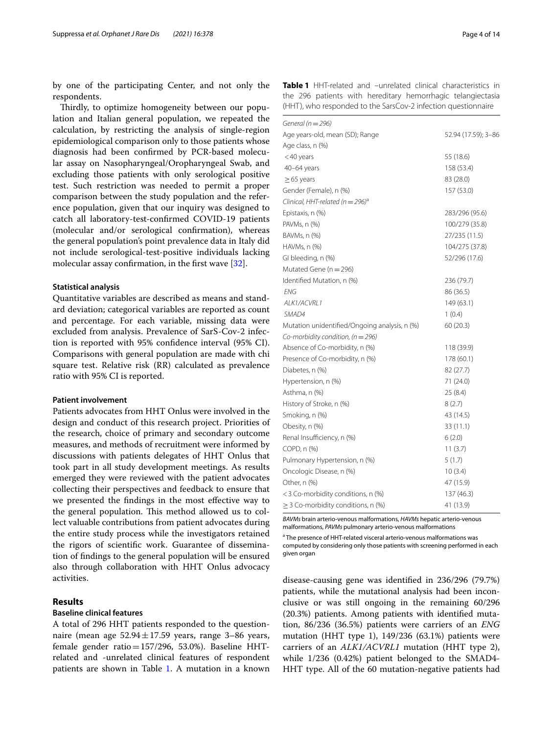by one of the participating Center, and not only the respondents.

Thirdly, to optimize homogeneity between our population and Italian general population, we repeated the calculation, by restricting the analysis of single-region epidemiological comparison only to those patients whose diagnosis had been confirmed by PCR-based molecular assay on Nasopharyngeal/Oropharyngeal Swab, and excluding those patients with only serological positive test. Such restriction was needed to permit a proper comparison between the study population and the reference population, given that our inquiry was designed to catch all laboratory-test-confirmed COVID-19 patients (molecular and/or serological confirmation), whereas the general population's point prevalence data in Italy did not include serological-test-positive individuals lacking molecular assay confirmation, in the first wave [32].

### Statistical analysis

Quantitative variables are described as means and standard deviation; categorical variables are reported as count and percentage. For each variable, missing data were excluded from analysis. Prevalence of SarS-Cov-2 infection is reported with 95% confidence interval (95% CI). Comparisons with general population are made with chi square test. Relative risk (RR) calculated as prevalence ratio with 95% CI is reported.

### Patient involvement

Patients advocates from HHT Onlus were involved in the design and conduct of this research project. Priorities of the research, choice of primary and secondary outcome measures, and methods of recruitment were informed by discussions with patients delegates of HHT Onlus that took part in all study development meetings. As results emerged they were reviewed with the patient advocates collecting their perspectives and feedback to ensure that we presented the findings in the most effective way to the general population. This method allowed us to collect valuable contributions from patient advocates during the entire study process while the investigators retained the rigors of scientific work. Guarantee of dissemination of findings to the general population will be ensured also through collaboration with HHT Onlus advocacy activities.

## Results

### Baseline clinical features

A total of 296 HHT patients responded to the questionnaire (mean age 52.94 ± 17.59 years, range 3–86 years, female gender ratio = 157/296, 53.0%). Baseline HHT-related and -unrelated clinical features of respondent patients are shown in Table 1. A mutation in a known disease-causing gene was identified in 236/296 (79.7%) patients, while the mutational analysis had been inconclusive or was still ongoing in the remaining 60/296 (20.3%) patients. Among patients with identified mutation, 86/236 (36.5%) patients were carriers of an *ENG* mutation (HHT type 1), 149/236 (63.1%) patients were carriers of an *ALK1/ACVRL1* mutation (HHT type 2), while 1/236 (0.42%) patient belonged to the SMAD4-HHT type. All of the 60 mutation-negative patients had

**Table 1** HHT-related and –unrelated clinical characteristics in the 296 patients with hereditary hemorrhagic telangiectasia (HHT), who responded to the SarsCov-2 infection questionnaire

| | |
|---|---|
| *General (n = 296)* | |
| Age years-old, mean (SD); Range | 52.94 (17.59); 3–86 |
| Age class, n (%) | |
| <40 years | 55 (18.6) |
| 40–64 years | 158 (53.4) |
| ≥65 years | 83 (28.0) |
| Gender (Female), n (%) | 157 (53.0) |
| *Clinical, HHT-related (n = 296)*[a] | |
| Epistaxis, n (%) | 283/296 (95.6) |
| PAVMs, n (%) | 100/279 (35.8) |
| BAVMs, n (%) | 27/235 (11.5) |
| HAVMs, n (%) | 104/275 (37.8) |
| GI bleeding, n (%) | 52/296 (17.6) |
| Mutated Gene (n = 296) | |
| Identified Mutation, n (%) | 236 (79.7) |
| *ENG* | 86 (36.5) |
| *ALK1/ACVRL1* | 149 (63.1) |
| *SMAD4* | 1 (0.4) |
| Mutation unidentified/Ongoing analysis, n (%) | 60 (20.3) |
| *Co-morbidity condition, (n = 296)* | |
| Absence of Co-morbidity, n (%) | 118 (39.9) |
| Presence of Co-morbidity, n (%) | 178 (60.1) |
| Diabetes, n (%) | 82 (27.7) |
| Hypertension, n (%) | 71 (24.0) |
| Asthma, n (%) | 25 (8.4) |
| History of Stroke, n (%) | 8 (2.7) |
| Smoking, n (%) | 43 (14.5) |
| Obesity, n (%) | 33 (11.1) |
| Renal Insufficiency, n (%) | 6 (2.0) |
| COPD, n (%) | 11 (3.7) |
| Pulmonary Hypertension, n (%) | 5 (1.7) |
| Oncologic Disease, n (%) | 10 (3.4) |
| Other, n (%) | 47 (15.9) |
| <3 Co-morbidity conditions, n (%) | 137 (46.3) |
| ≥3 Co-morbidity conditions, n (%) | 41 (13.9) |

*BAVMs* brain arterio-venous malformations, *HAVMs* hepatic arterio-venous malformations, *PAVMs* pulmonary arterio-venous malformations

[a] The presence of HHT-related visceral arterio-venous malformations was computed by considering only those patients with screening performed in each given organ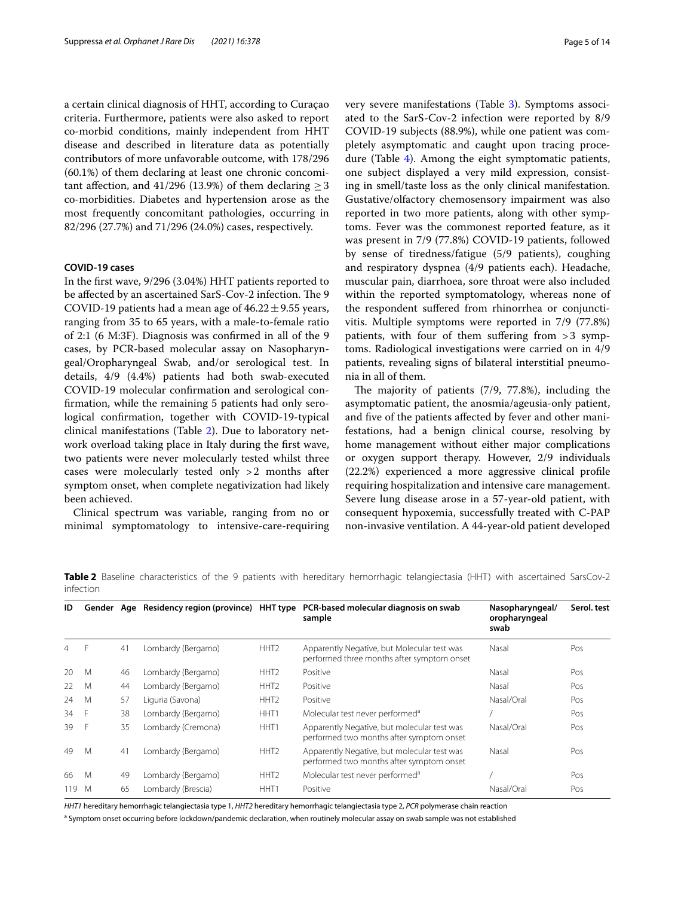a certain clinical diagnosis of HHT, according to Curaçao criteria. Furthermore, patients were also asked to report co-morbid conditions, mainly independent from HHT disease and described in literature data as potentially contributors of more unfavorable outcome, with 178/296 (60.1%) of them declaring at least one chronic concomitant affection, and 41/296 (13.9%) of them declaring $\geq 3$ co-morbidities. Diabetes and hypertension arose as the most frequently concomitant pathologies, occurring in 82/296 (27.7%) and 71/296 (24.0%) cases, respectively.

### COVID-19 cases

In the first wave, 9/296 (3.04%) HHT patients reported to be affected by an ascertained SarS-Cov-2 infection. The 9 COVID-19 patients had a mean age of $46.22 \pm 9.55$ years, ranging from 35 to 65 years, with a male-to-female ratio of 2:1 (6 M:3F). Diagnosis was confirmed in all of the 9 cases, by PCR-based molecular assay on Nasopharyngeal/Oropharyngeal Swab, and/or serological test. In details, 4/9 (4.4%) patients had both swab-executed COVID-19 molecular confirmation and serological confirmation, while the remaining 5 patients had only serological confirmation, together with COVID-19-typical clinical manifestations (Table 2). Due to laboratory network overload taking place in Italy during the first wave, two patients were never molecularly tested whilst three cases were molecularly tested only >2 months after symptom onset, when complete negativization had likely been achieved.

Clinical spectrum was variable, ranging from no or minimal symptomatology to intensive-care-requiring very severe manifestations (Table 3). Symptoms associated to the SarS-Cov-2 infection were reported by 8/9 COVID-19 subjects (88.9%), while one patient was completely asymptomatic and caught upon tracing procedure (Table 4). Among the eight symptomatic patients, one subject displayed a very mild expression, consisting in smell/taste loss as the only clinical manifestation. Gustative/olfactory chemosensory impairment was also reported in two more patients, along with other symptoms. Fever was the commonest reported feature, as it was present in 7/9 (77.8%) COVID-19 patients, followed by sense of tiredness/fatigue (5/9 patients), coughing and respiratory dyspnea (4/9 patients each). Headache, muscular pain, diarrhoea, sore throat were also included within the reported symptomatology, whereas none of the respondent suffered from rhinorrhea or conjunctivitis. Multiple symptoms were reported in 7/9 (77.8%) patients, with four of them suffering from >3 symptoms. Radiological investigations were carried on in 4/9 patients, revealing signs of bilateral interstitial pneumonia in all of them.

The majority of patients (7/9, 77.8%), including the asymptomatic patient, the anosmia/ageusia-only patient, and five of the patients affected by fever and other manifestations, had a benign clinical course, resolving by home management without either major complications or oxygen support therapy. However, 2/9 individuals (22.2%) experienced a more aggressive clinical profile requiring hospitalization and intensive care management. Severe lung disease arose in a 57-year-old patient, with consequent hypoxemia, successfully treated with C-PAP non-invasive ventilation. A 44-year-old patient developed

**Table 2** Baseline characteristics of the 9 patients with hereditary hemorrhagic telangiectasia (HHT) with ascertained SarsCov-2 infection

| ID | Gender | Age | Residency region (province) | HHT type | PCR-based molecular diagnosis on swab sample | Nasopharyngeal/ oropharyngeal swab | Serol. test |
|---|---|---|---|---|---|---|---|
| 4 | F | 41 | Lombardy (Bergamo) | HHT2 | Apparently Negative, but Molecular test was performed three months after symptom onset | Nasal | Pos |
| 20 | M | 46 | Lombardy (Bergamo) | HHT2 | Positive | Nasal | Pos |
| 22 | M | 44 | Lombardy (Bergamo) | HHT2 | Positive | Nasal | Pos |
| 24 | M | 57 | Liguria (Savona) | HHT2 | Positive | Nasal/Oral | Pos |
| 34 | F | 38 | Lombardy (Bergamo) | HHT1 | Molecular test never performed[a] | / | Pos |
| 39 | F | 35 | Lombardy (Cremona) | HHT1 | Apparently Negative, but molecular test was performed two months after symptom onset | Nasal/Oral | Pos |
| 49 | M | 41 | Lombardy (Bergamo) | HHT2 | Apparently Negative, but molecular test was performed two months after symptom onset | Nasal | Pos |
| 66 | M | 49 | Lombardy (Bergamo) | HHT2 | Molecular test never performed[a] | / | Pos |
| 119 | M | 65 | Lombardy (Brescia) | HHT1 | Positive | Nasal/Oral | Pos |

*HHT1* hereditary hemorrhagic telangiectasia type 1, *HHT2* hereditary hemorrhagic telangiectasia type 2, *PCR* polymerase chain reaction

[a] Symptom onset occurring before lockdown/pandemic declaration, when routinely molecular assay on swab sample was not established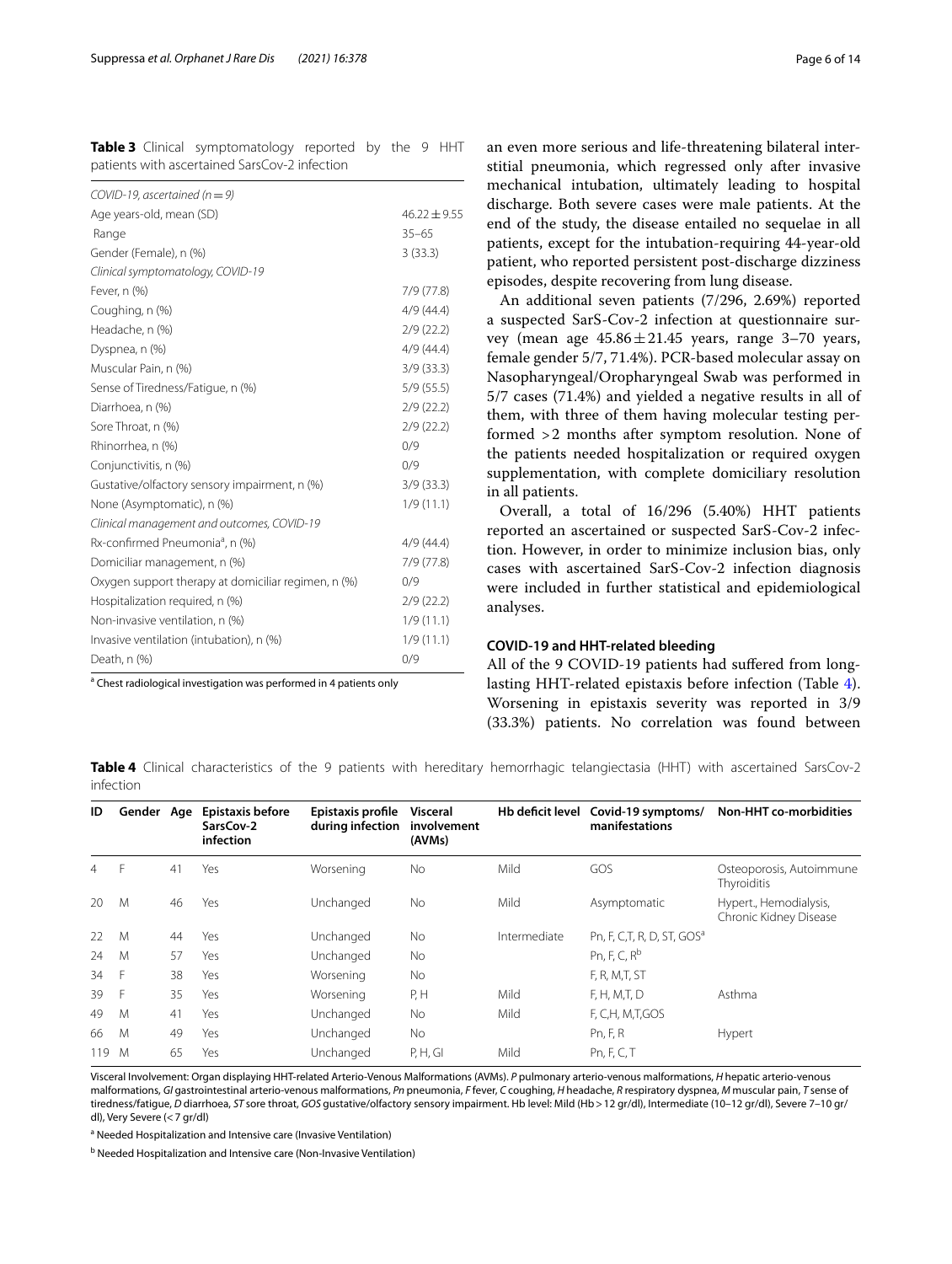**Table 3** Clinical symptomatology reported by the 9 HHT patients with ascertained SarsCov-2 infection

| *COVID-19, ascertained (n = 9)* | |
|---|---|
| Age years-old, mean (SD) | 46.22 ± 9.55 |
| Range | 35–65 |
| Gender (Female), n (%) | 3 (33.3) |
| *Clinical symptomatology, COVID-19* | |
| Fever, n (%) | 7/9 (77.8) |
| Coughing, n (%) | 4/9 (44.4) |
| Headache, n (%) | 2/9 (22.2) |
| Dyspnea, n (%) | 4/9 (44.4) |
| Muscular Pain, n (%) | 3/9 (33.3) |
| Sense of Tiredness/Fatigue, n (%) | 5/9 (55.5) |
| Diarrhoea, n (%) | 2/9 (22.2) |
| Sore Throat, n (%) | 2/9 (22.2) |
| Rhinorrhea, n (%) | 0/9 |
| Conjunctivitis, n (%) | 0/9 |
| Gustative/olfactory sensory impairment, n (%) | 3/9 (33.3) |
| None (Asymptomatic), n (%) | 1/9 (11.1) |
| *Clinical management and outcomes, COVID-19* | |
| Rx-confirmed Pneumonia[a], n (%) | 4/9 (44.4) |
| Domiciliar management, n (%) | 7/9 (77.8) |
| Oxygen support therapy at domiciliar regimen, n (%) | 0/9 |
| Hospitalization required, n (%) | 2/9 (22.2) |
| Non-invasive ventilation, n (%) | 1/9 (11.1) |
| Invasive ventilation (intubation), n (%) | 1/9 (11.1) |
| Death, n (%) | 0/9 |

[a] Chest radiological investigation was performed in 4 patients only

an even more serious and life-threatening bilateral interstitial pneumonia, which regressed only after invasive mechanical intubation, ultimately leading to hospital discharge. Both severe cases were male patients. At the end of the study, the disease entailed no sequelae in all patients, except for the intubation-requiring 44-year-old patient, who reported persistent post-discharge dizziness episodes, despite recovering from lung disease.

An additional seven patients (7/296, 2.69%) reported a suspected SarS-Cov-2 infection at questionnaire survey (mean age 45.86 ± 21.45 years, range 3–70 years, female gender 5/7, 71.4%). PCR-based molecular assay on Nasopharyngeal/Oropharyngeal Swab was performed in 5/7 cases (71.4%) and yielded a negative results in all of them, with three of them having molecular testing performed >2 months after symptom resolution. None of the patients needed hospitalization or required oxygen supplementation, with complete domiciliary resolution in all patients.

Overall, a total of 16/296 (5.40%) HHT patients reported an ascertained or suspected SarS-Cov-2 infection. However, in order to minimize inclusion bias, only cases with ascertained SarS-Cov-2 infection diagnosis were included in further statistical and epidemiological analyses.

### COVID-19 and HHT-related bleeding

All of the 9 COVID-19 patients had suffered from long-lasting HHT-related epistaxis before infection (Table 4). Worsening in epistaxis severity was reported in 3/9 (33.3%) patients. No correlation was found between

**Table 4** Clinical characteristics of the 9 patients with hereditary hemorrhagic telangiectasia (HHT) with ascertained SarsCov-2 infection

| ID | Gender | Age | Epistaxis before SarsCov-2 infection | Epistaxis profile during infection | Visceral involvement (AVMs) | Hb deficit level | Covid-19 symptoms/ manifestations | Non-HHT co-morbidities |
|---|---|---|---|---|---|---|---|---|
| 4 | F | 41 | Yes | Worsening | No | Mild | GOS | Osteoporosis, Autoimmune Thyroiditis |
| 20 | M | 46 | Yes | Unchanged | No | Mild | Asymptomatic | Hypert., Hemodialysis, Chronic Kidney Disease |
| 22 | M | 44 | Yes | Unchanged | No | Intermediate | Pn, F, C,T, R, D, ST, GOS[a] | |
| 24 | M | 57 | Yes | Unchanged | No | | Pn, F, C, R[b] | |
| 34 | F | 38 | Yes | Worsening | No | | F, R, M,T, ST | |
| 39 | F | 35 | Yes | Worsening | P, H | Mild | F, H, M,T, D | Asthma |
| 49 | M | 41 | Yes | Unchanged | No | Mild | F, C,H, M,T,GOS | |
| 66 | M | 49 | Yes | Unchanged | No | | Pn, F, R | Hypert |
| 119 | M | 65 | Yes | Unchanged | P, H, GI | Mild | Pn, F, C, T | |

Visceral Involvement: Organ displaying HHT-related Arterio-Venous Malformations (AVMs). *P* pulmonary arterio-venous malformations, *H* hepatic arterio-venous malformations, *GI* gastrointestinal arterio-venous malformations, *Pn* pneumonia, *F* fever, *C* coughing, *H* headache, *R* respiratory dyspnea, *M* muscular pain, *T* sense of tiredness/fatigue, *D* diarrhoea, *ST* sore throat, *GOS* gustative/olfactory sensory impairment. Hb level: Mild (Hb > 12 gr/dl), Intermediate (10–12 gr/dl), Severe 7–10 gr/dl), Very Severe (< 7 gr/dl)

[a] Needed Hospitalization and Intensive care (Invasive Ventilation)

[b] Needed Hospitalization and Intensive care (Non-Invasive Ventilation)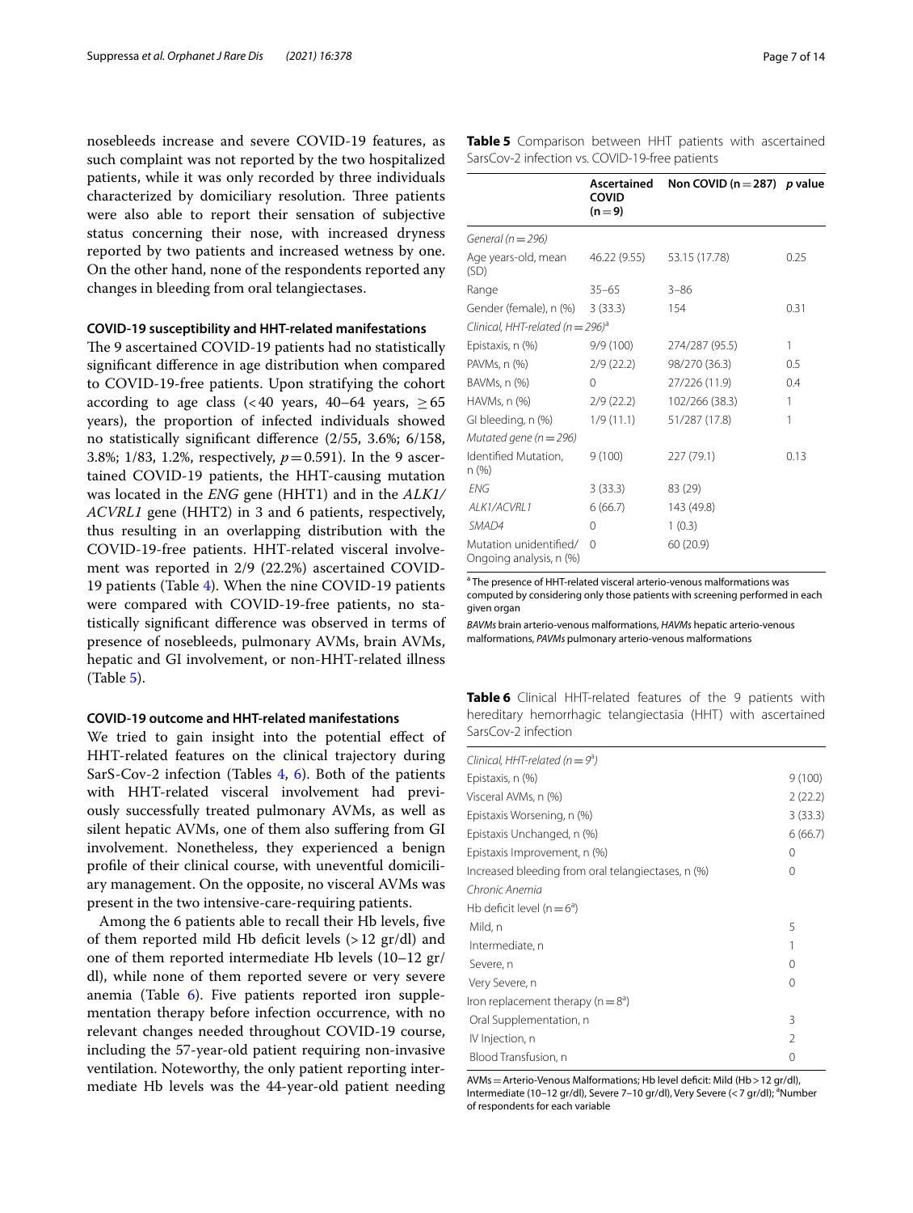nosebleeds increase and severe COVID-19 features, as such complaint was not reported by the two hospitalized patients, while it was only recorded by three individuals characterized by domiciliary resolution. Three patients were also able to report their sensation of subjective status concerning their nose, with increased dryness reported by two patients and increased wetness by one. On the other hand, none of the respondents reported any changes in bleeding from oral telangiectases.

### COVID-19 susceptibility and HHT-related manifestations

The 9 ascertained COVID-19 patients had no statistically significant difference in age distribution when compared to COVID-19-free patients. Upon stratifying the cohort according to age class (<40 years, 40–64 years, ≥65 years), the proportion of infected individuals showed no statistically significant difference (2/55, 3.6%; 6/158, 3.8%; 1/83, 1.2%, respectively, $p=0.591$). In the 9 ascertained COVID-19 patients, the HHT-causing mutation was located in the *ENG* gene (HHT1) and in the *ALK1/ACVRL1* gene (HHT2) in 3 and 6 patients, respectively, thus resulting in an overlapping distribution with the COVID-19-free patients. HHT-related visceral involvement was reported in 2/9 (22.2%) ascertained COVID-19 patients (Table 4). When the nine COVID-19 patients were compared with COVID-19-free patients, no statistically significant difference was observed in terms of presence of nosebleeds, pulmonary AVMs, brain AVMs, hepatic and GI involvement, or non-HHT-related illness (Table 5).

### COVID-19 outcome and HHT-related manifestations

We tried to gain insight into the potential effect of HHT-related features on the clinical trajectory during SarS-Cov-2 infection (Tables 4, 6). Both of the patients with HHT-related visceral involvement had previously successfully treated pulmonary AVMs, as well as silent hepatic AVMs, one of them also suffering from GI involvement. Nonetheless, they experienced a benign profile of their clinical course, with uneventful domiciliary management. On the opposite, no visceral AVMs was present in the two intensive-care-requiring patients.

Among the 6 patients able to recall their Hb levels, five of them reported mild Hb deficit levels (>12 gr/dl) and one of them reported intermediate Hb levels (10–12 gr/dl), while none of them reported severe or very severe anemia (Table 6). Five patients reported iron supplementation therapy before infection occurrence, with no relevant changes needed throughout COVID-19 course, including the 57-year-old patient requiring non-invasive ventilation. Noteworthy, the only patient reporting intermediate Hb levels was the 44-year-old patient needing

**Table 5** Comparison between HHT patients with ascertained SarsCov-2 infection vs. COVID-19-free patients

| | Ascertained COVID (n = 9) | Non COVID (n = 287) | p value |
|---|---|---|---|
| *General (n = 296)* | | | |
| Age years-old, mean (SD) | 46.22 (9.55) | 53.15 (17.78) | 0.25 |
| Range | 35–65 | 3–86 | |
| Gender (female), n (%) | 3 (33.3) | 154 | 0.31 |
| *Clinical, HHT-related (n = 296)[a]* | | | |
| Epistaxis, n (%) | 9/9 (100) | 274/287 (95.5) | 1 |
| PAVMs, n (%) | 2/9 (22.2) | 98/270 (36.3) | 0.5 |
| BAVMs, n (%) | 0 | 27/226 (11.9) | 0.4 |
| HAVMs, n (%) | 2/9 (22.2) | 102/266 (38.3) | 1 |
| GI bleeding, n (%) | 1/9 (11.1) | 51/287 (17.8) | 1 |
| *Mutated gene (n = 296)* | | | |
| Identified Mutation, n (%) | 9 (100) | 227 (79.1) | 0.13 |
| *ENG* | 3 (33.3) | 83 (29) | |
| *ALK1/ACVRL1* | 6 (66.7) | 143 (49.8) | |
| *SMAD4* | 0 | 1 (0.3) | |
| Mutation unidentified/ Ongoing analysis, n (%) | 0 | 60 (20.9) | |

[a] The presence of HHT-related visceral arterio-venous malformations was computed by considering only those patients with screening performed in each given organ

*BAVMs* brain arterio-venous malformations, *HAVMs* hepatic arterio-venous malformations, *PAVMs* pulmonary arterio-venous malformations

**Table 6** Clinical HHT-related features of the 9 patients with hereditary hemorrhagic telangiectasia (HHT) with ascertained SarsCov-2 infection

| *Clinical, HHT-related (n = 9[a])* | |
|---|---|
| Epistaxis, n (%) | 9 (100) |
| Visceral AVMs, n (%) | 2 (22.2) |
| Epistaxis Worsening, n (%) | 3 (33.3) |
| Epistaxis Unchanged, n (%) | 6 (66.7) |
| Epistaxis Improvement, n (%) | 0 |
| Increased bleeding from oral telangiectases, n (%) | 0 |
| *Chronic Anemia* | |
| Hb deficit level (n = 6[a]) | |
| Mild, n | 5 |
| Intermediate, n | 1 |
| Severe, n | 0 |
| Very Severe, n | 0 |
| Iron replacement therapy (n = 8[a]) | |
| Oral Supplementation, n | 3 |
| IV Injection, n | 2 |
| Blood Transfusion, n | 0 |

AVMs = Arterio-Venous Malformations; Hb level deficit: Mild (Hb > 12 gr/dl), Intermediate (10–12 gr/dl), Severe 7–10 gr/dl), Very Severe (< 7 gr/dl); [a]Number of respondents for each variable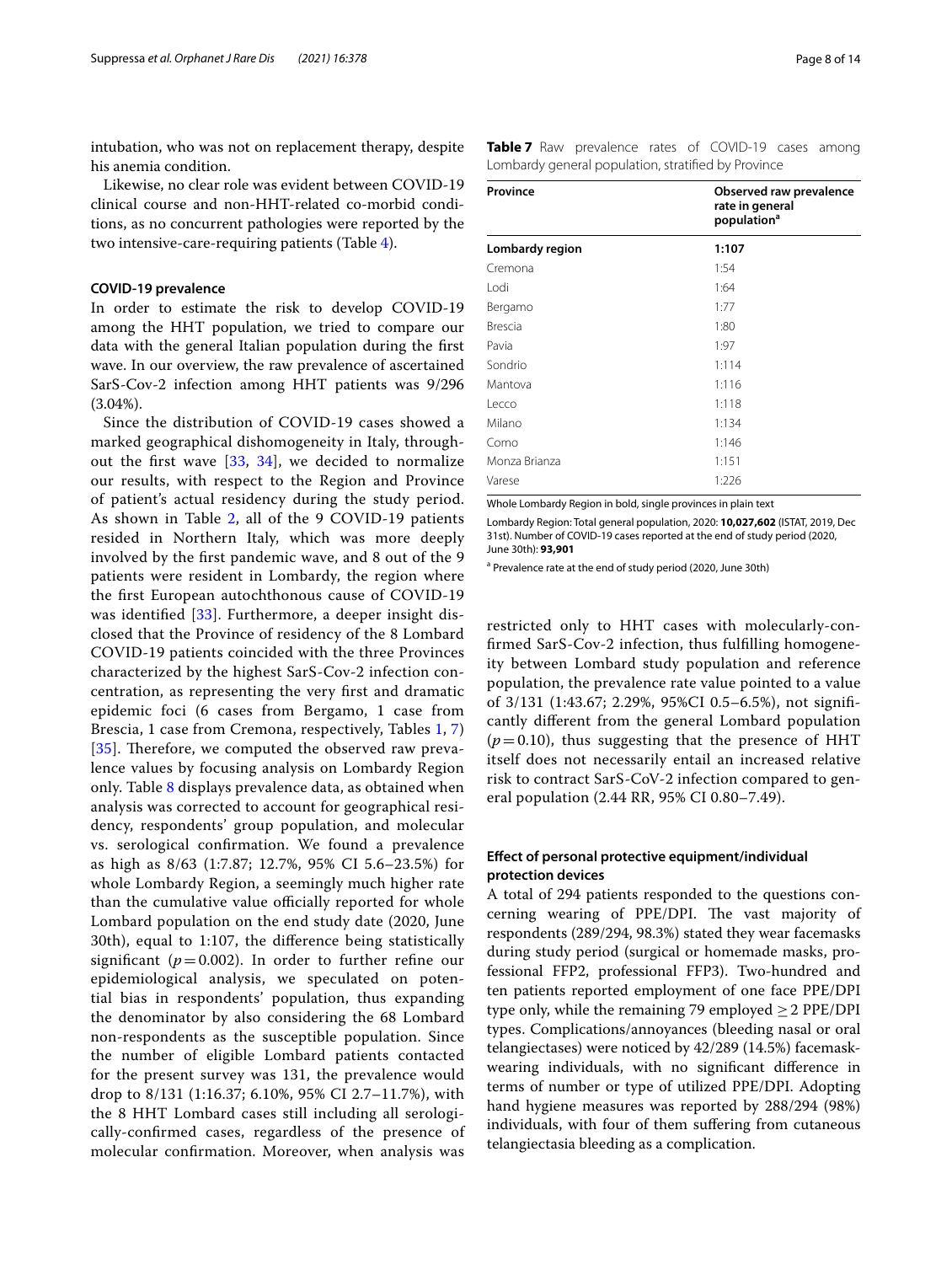intubation, who was not on replacement therapy, despite his anemia condition.

Likewise, no clear role was evident between COVID-19 clinical course and non-HHT-related co-morbid conditions, as no concurrent pathologies were reported by the two intensive-care-requiring patients (Table 4).

### COVID-19 prevalence

In order to estimate the risk to develop COVID-19 among the HHT population, we tried to compare our data with the general Italian population during the first wave. In our overview, the raw prevalence of ascertained SarS-Cov-2 infection among HHT patients was 9/296 (3.04%).

Since the distribution of COVID-19 cases showed a marked geographical dishomogeneity in Italy, throughout the first wave [33, 34], we decided to normalize our results, with respect to the Region and Province of patient's actual residency during the study period. As shown in Table 2, all of the 9 COVID-19 patients resided in Northern Italy, which was more deeply involved by the first pandemic wave, and 8 out of the 9 patients were resident in Lombardy, the region where the first European autochthonous cause of COVID-19 was identified [33]. Furthermore, a deeper insight disclosed that the Province of residency of the 8 Lombard COVID-19 patients coincided with the three Provinces characterized by the highest SarS-Cov-2 infection concentration, as representing the very first and dramatic epidemic foci (6 cases from Bergamo, 1 case from Brescia, 1 case from Cremona, respectively, Tables 1, 7) [35]. Therefore, we computed the observed raw prevalence values by focusing analysis on Lombardy Region only. Table 8 displays prevalence data, as obtained when analysis was corrected to account for geographical residency, respondents' group population, and molecular vs. serological confirmation. We found a prevalence as high as 8/63 (1:7.87; 12.7%, 95% CI 5.6–23.5%) for whole Lombardy Region, a seemingly much higher rate than the cumulative value officially reported for whole Lombard population on the end study date (2020, June 30th), equal to 1:107, the difference being statistically significant ($p = 0.002$). In order to further refine our epidemiological analysis, we speculated on potential bias in respondents' population, thus expanding the denominator by also considering the 68 Lombard non-respondents as the susceptible population. Since the number of eligible Lombard patients contacted for the present survey was 131, the prevalence would drop to 8/131 (1:16.37; 6.10%, 95% CI 2.7–11.7%), with the 8 HHT Lombard cases still including all serologically-confirmed cases, regardless of the presence of molecular confirmation. Moreover, when analysis was restricted only to HHT cases with molecularly-confirmed SarS-Cov-2 infection, thus fulfilling homogeneity between Lombard study population and reference population, the prevalence rate value pointed to a value of 3/131 (1:43.67; 2.29%, 95%CI 0.5–6.5%), not significantly different from the general Lombard population ($p = 0.10$), thus suggesting that the presence of HHT itself does not necessarily entail an increased relative risk to contract SarS-CoV-2 infection compared to general population (2.44 RR, 95% CI 0.80–7.49).

**Table 7** Raw prevalence rates of COVID-19 cases among Lombardy general population, stratified by Province

| Province | Observed raw prevalence rate in general population[a] |
|---|---|
| **Lombardy region** | **1:107** |
| Cremona | 1:54 |
| Lodi | 1:64 |
| Bergamo | 1:77 |
| Brescia | 1:80 |
| Pavia | 1:97 |
| Sondrio | 1:114 |
| Mantova | 1:116 |
| Lecco | 1:118 |
| Milano | 1:134 |
| Como | 1:146 |
| Monza Brianza | 1:151 |
| Varese | 1:226 |

Whole Lombardy Region in bold, single provinces in plain text

Lombardy Region: Total general population, 2020: **10,027,602** (ISTAT, 2019, Dec 31st). Number of COVID-19 cases reported at the end of study period (2020, June 30th): **93,901**

[a] Prevalence rate at the end of study period (2020, June 30th)

### Effect of personal protective equipment/individual protection devices

A total of 294 patients responded to the questions concerning wearing of PPE/DPI. The vast majority of respondents (289/294, 98.3%) stated they wear facemasks during study period (surgical or homemade masks, professional FFP2, professional FFP3). Two-hundred and ten patients reported employment of one face PPE/DPI type only, while the remaining 79 employed $\geq 2$ PPE/DPI types. Complications/annoyances (bleeding nasal or oral telangiectases) were noticed by 42/289 (14.5%) facemask-wearing individuals, with no significant difference in terms of number or type of utilized PPE/DPI. Adopting hand hygiene measures was reported by 288/294 (98%) individuals, with four of them suffering from cutaneous telangiectasia bleeding as a complication.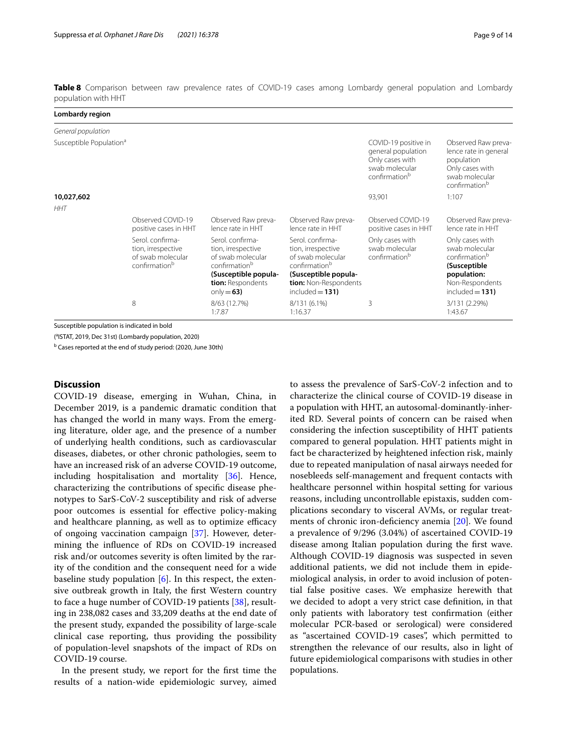**Table 8** Comparison between raw prevalence rates of COVID-19 cases among Lombardy general population and Lombardy population with HHT

| **Lombardy region** | | | | | |
|---|---|---|---|---|---|
| *General population* | | | | | |
| Susceptible Population[a] | | | | COVID-19 positive in general population Only cases with swab molecular confirmation[b] | Observed Raw prevalence rate in general population Only cases with swab molecular confirmation[b] |
| **10,027,602** | | | | 93,901 | 1:107 |
| *HHT* | | | | | |
| | Observed COVID-19 positive cases in HHT | Observed Raw prevalence rate in HHT | Observed Raw prevalence rate in HHT | Observed COVID-19 positive cases in HHT | Observed Raw prevalence rate in HHT |
| | Serol. confirmation, irrespective of swab molecular confirmation[b] | Serol. confirmation, irrespective of swab molecular confirmation[b] **(Susceptible population:** Respondents only = **63)** | Serol. confirmation, irrespective of swab molecular confirmation[b] **(Susceptible population:** Non-Respondents included = **131)** | Only cases with swab molecular confirmation[b] | Only cases with swab molecular confirmation[b] **(Susceptible population:** Non-Respondents included = **131)** |
| | 8 | 8/63 (12.7%) 1:7.87 | 8/131 (6.1%) 1:16.37 | 3 | 3/131 (2.29%) 1:43.67 |

Susceptible population is indicated in bold

([a]ISTAT, 2019, Dec 31st) (Lombardy population, 2020)

[b] Cases reported at the end of study period: (2020, June 30th)

## Discussion

COVID-19 disease, emerging in Wuhan, China, in December 2019, is a pandemic dramatic condition that has changed the world in many ways. From the emerging literature, older age, and the presence of a number of underlying health conditions, such as cardiovascular diseases, diabetes, or other chronic pathologies, seem to have an increased risk of an adverse COVID-19 outcome, including hospitalisation and mortality [36]. Hence, characterizing the contributions of specific disease phenotypes to SarS-CoV-2 susceptibility and risk of adverse poor outcomes is essential for effective policy-making and healthcare planning, as well as to optimize efficacy of ongoing vaccination campaign [37]. However, determining the influence of RDs on COVID-19 increased risk and/or outcomes severity is often limited by the rarity of the condition and the consequent need for a wide baseline study population [6]. In this respect, the extensive outbreak growth in Italy, the first Western country to face a huge number of COVID-19 patients [38], resulting in 238,082 cases and 33,209 deaths at the end date of the present study, expanded the possibility of large-scale clinical case reporting, thus providing the possibility of population-level snapshots of the impact of RDs on COVID-19 course.

In the present study, we report for the first time the results of a nation-wide epidemiologic survey, aimed to assess the prevalence of SarS-CoV-2 infection and to characterize the clinical course of COVID-19 disease in a population with HHT, an autosomal-dominantly-inherited RD. Several points of concern can be raised when considering the infection susceptibility of HHT patients compared to general population. HHT patients might in fact be characterized by heightened infection risk, mainly due to repeated manipulation of nasal airways needed for nosebleeds self-management and frequent contacts with healthcare personnel within hospital setting for various reasons, including uncontrollable epistaxis, sudden complications secondary to visceral AVMs, or regular treatments of chronic iron-deficiency anemia [20]. We found a prevalence of 9/296 (3.04%) of ascertained COVID-19 disease among Italian population during the first wave. Although COVID-19 diagnosis was suspected in seven additional patients, we did not include them in epidemiological analysis, in order to avoid inclusion of potential false positive cases. We emphasize herewith that we decided to adopt a very strict case definition, in that only patients with laboratory test confirmation (either molecular PCR-based or serological) were considered as "ascertained COVID-19 cases", which permitted to strengthen the relevance of our results, also in light of future epidemiological comparisons with studies in other populations.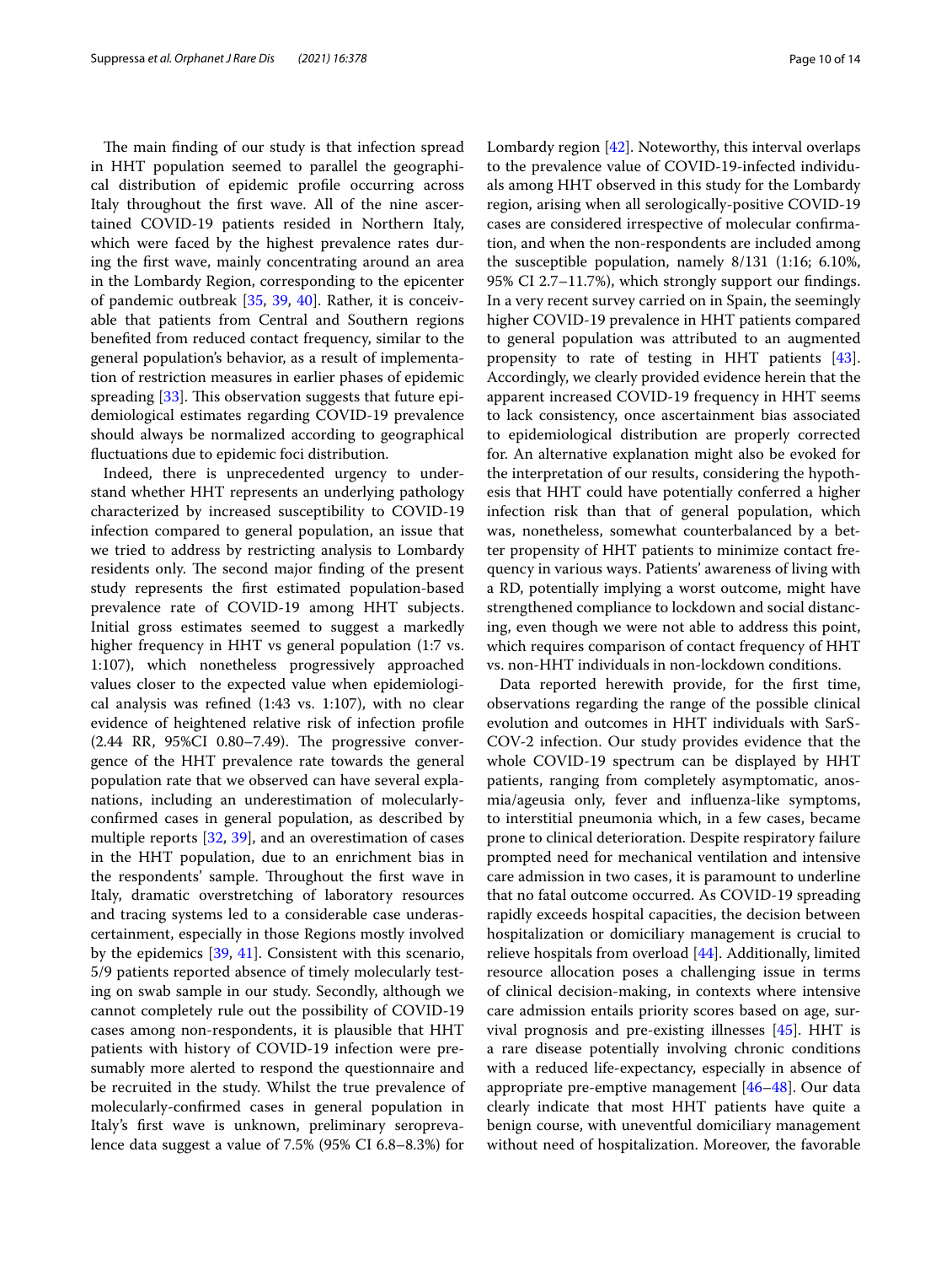The main finding of our study is that infection spread in HHT population seemed to parallel the geographical distribution of epidemic profile occurring across Italy throughout the first wave. All of the nine ascertained COVID-19 patients resided in Northern Italy, which were faced by the highest prevalence rates during the first wave, mainly concentrating around an area in the Lombardy Region, corresponding to the epicenter of pandemic outbreak [35, 39, 40]. Rather, it is conceivable that patients from Central and Southern regions benefited from reduced contact frequency, similar to the general population's behavior, as a result of implementation of restriction measures in earlier phases of epidemic spreading [33]. This observation suggests that future epidemiological estimates regarding COVID-19 prevalence should always be normalized according to geographical fluctuations due to epidemic foci distribution.

Indeed, there is unprecedented urgency to understand whether HHT represents an underlying pathology characterized by increased susceptibility to COVID-19 infection compared to general population, an issue that we tried to address by restricting analysis to Lombardy residents only. The second major finding of the present study represents the first estimated population-based prevalence rate of COVID-19 among HHT subjects. Initial gross estimates seemed to suggest a markedly higher frequency in HHT vs general population (1:7 vs. 1:107), which nonetheless progressively approached values closer to the expected value when epidemiological analysis was refined (1:43 vs. 1:107), with no clear evidence of heightened relative risk of infection profile (2.44 RR, 95%CI 0.80–7.49). The progressive convergence of the HHT prevalence rate towards the general population rate that we observed can have several explanations, including an underestimation of molecularly-confirmed cases in general population, as described by multiple reports [32, 39], and an overestimation of cases in the HHT population, due to an enrichment bias in the respondents' sample. Throughout the first wave in Italy, dramatic overstretching of laboratory resources and tracing systems led to a considerable case underascertainment, especially in those Regions mostly involved by the epidemics [39, 41]. Consistent with this scenario, 5/9 patients reported absence of timely molecularly testing on swab sample in our study. Secondly, although we cannot completely rule out the possibility of COVID-19 cases among non-respondents, it is plausible that HHT patients with history of COVID-19 infection were presumably more alerted to respond the questionnaire and be recruited in the study. Whilst the true prevalence of molecularly-confirmed cases in general population in Italy's first wave is unknown, preliminary seroprevalence data suggest a value of 7.5% (95% CI 6.8–8.3%) for Lombardy region [42]. Noteworthy, this interval overlaps to the prevalence value of COVID-19-infected individuals among HHT observed in this study for the Lombardy region, arising when all serologically-positive COVID-19 cases are considered irrespective of molecular confirmation, and when the non-respondents are included among the susceptible population, namely 8/131 (1:16; 6.10%, 95% CI 2.7–11.7%), which strongly support our findings. In a very recent survey carried on in Spain, the seemingly higher COVID-19 prevalence in HHT patients compared to general population was attributed to an augmented propensity to rate of testing in HHT patients [43]. Accordingly, we clearly provided evidence herein that the apparent increased COVID-19 frequency in HHT seems to lack consistency, once ascertainment bias associated to epidemiological distribution are properly corrected for. An alternative explanation might also be evoked for the interpretation of our results, considering the hypothesis that HHT could have potentially conferred a higher infection risk than that of general population, which was, nonetheless, somewhat counterbalanced by a better propensity of HHT patients to minimize contact frequency in various ways. Patients' awareness of living with a RD, potentially implying a worst outcome, might have strengthened compliance to lockdown and social distancing, even though we were not able to address this point, which requires comparison of contact frequency of HHT vs. non-HHT individuals in non-lockdown conditions.

Data reported herewith provide, for the first time, observations regarding the range of the possible clinical evolution and outcomes in HHT individuals with SarS-COV-2 infection. Our study provides evidence that the whole COVID-19 spectrum can be displayed by HHT patients, ranging from completely asymptomatic, anosmia/ageusia only, fever and influenza-like symptoms, to interstitial pneumonia which, in a few cases, became prone to clinical deterioration. Despite respiratory failure prompted need for mechanical ventilation and intensive care admission in two cases, it is paramount to underline that no fatal outcome occurred. As COVID-19 spreading rapidly exceeds hospital capacities, the decision between hospitalization or domiciliary management is crucial to relieve hospitals from overload [44]. Additionally, limited resource allocation poses a challenging issue in terms of clinical decision-making, in contexts where intensive care admission entails priority scores based on age, survival prognosis and pre-existing illnesses [45]. HHT is a rare disease potentially involving chronic conditions with a reduced life-expectancy, especially in absence of appropriate pre-emptive management [46–48]. Our data clearly indicate that most HHT patients have quite a benign course, with uneventful domiciliary management without need of hospitalization. Moreover, the favorable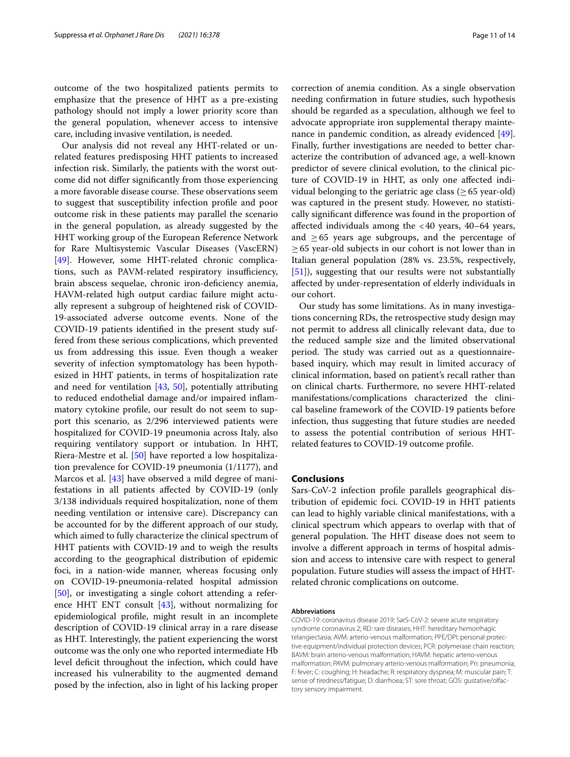outcome of the two hospitalized patients permits to emphasize that the presence of HHT as a pre-existing pathology should not imply a lower priority score than the general population, whenever access to intensive care, including invasive ventilation, is needed.

Our analysis did not reveal any HHT-related or unrelated features predisposing HHT patients to increased infection risk. Similarly, the patients with the worst outcome did not differ significantly from those experiencing a more favorable disease course. These observations seem to suggest that susceptibility infection profile and poor outcome risk in these patients may parallel the scenario in the general population, as already suggested by the HHT working group of the European Reference Network for Rare Multisystemic Vascular Diseases (VascERN) [49]. However, some HHT-related chronic complications, such as PAVM-related respiratory insufficiency, brain abscess sequelae, chronic iron-deficiency anemia, HAVM-related high output cardiac failure might actually represent a subgroup of heightened risk of COVID-19-associated adverse outcome events. None of the COVID-19 patients identified in the present study suffered from these serious complications, which prevented us from addressing this issue. Even though a weaker severity of infection symptomatology has been hypothesized in HHT patients, in terms of hospitalization rate and need for ventilation [43, 50], potentially attributing to reduced endothelial damage and/or impaired inflammatory cytokine profile, our result do not seem to support this scenario, as 2/296 interviewed patients were hospitalized for COVID-19 pneumonia across Italy, also requiring ventilatory support or intubation. In HHT, Riera-Mestre et al. [50] have reported a low hospitalization prevalence for COVID-19 pneumonia (1/1177), and Marcos et al. [43] have observed a mild degree of manifestations in all patients affected by COVID-19 (only 3/138 individuals required hospitalization, none of them needing ventilation or intensive care). Discrepancy can be accounted for by the different approach of our study, which aimed to fully characterize the clinical spectrum of HHT patients with COVID-19 and to weigh the results according to the geographical distribution of epidemic foci, in a nation-wide manner, whereas focusing only on COVID-19-pneumonia-related hospital admission [50], or investigating a single cohort attending a reference HHT ENT consult [43], without normalizing for epidemiological profile, might result in an incomplete description of COVID-19 clinical array in a rare disease as HHT. Interestingly, the patient experiencing the worst outcome was the only one who reported intermediate Hb level deficit throughout the infection, which could have increased his vulnerability to the augmented demand posed by the infection, also in light of his lacking proper correction of anemia condition. As a single observation needing confirmation in future studies, such hypothesis should be regarded as a speculation, although we feel to advocate appropriate iron supplemental therapy maintenance in pandemic condition, as already evidenced [49]. Finally, further investigations are needed to better characterize the contribution of advanced age, a well-known predictor of severe clinical evolution, to the clinical picture of COVID-19 in HHT, as only one affected individual belonging to the geriatric age class ($\geq$65 year-old) was captured in the present study. However, no statistically significant difference was found in the proportion of affected individuals among the <40 years, 40–64 years, and $\geq$65 years age subgroups, and the percentage of $\geq$65 year-old subjects in our cohort is not lower than in Italian general population (28% vs. 23.5%, respectively, [51]), suggesting that our results were not substantially affected by under-representation of elderly individuals in our cohort.

Our study has some limitations. As in many investigations concerning RDs, the retrospective study design may not permit to address all clinically relevant data, due to the reduced sample size and the limited observational period. The study was carried out as a questionnaire-based inquiry, which may result in limited accuracy of clinical information, based on patient's recall rather than on clinical charts. Furthermore, no severe HHT-related manifestations/complications characterized the clinical baseline framework of the COVID-19 patients before infection, thus suggesting that future studies are needed to assess the potential contribution of serious HHT-related features to COVID-19 outcome profile.

## Conclusions

Sars-CoV-2 infection profile parallels geographical distribution of epidemic foci. COVID-19 in HHT patients can lead to highly variable clinical manifestations, with a clinical spectrum which appears to overlap with that of general population. The HHT disease does not seem to involve a different approach in terms of hospital admission and access to intensive care with respect to general population. Future studies will assess the impact of HHT-related chronic complications on outcome.

#### Abbreviations

COVID-19: coronavirus disease 2019; SarS-CoV-2: severe acute respiratory syndrome coronavirus 2; RD: rare diseases; HHT: hereditary hemorrhagic telangiectasia; AVM: arterio-venous malformation; PPE/DPI: personal protective equipment/individual protection devices; PCR: polymerase chain reaction; BAVM: brain arterio-venous malformation; HAVM: hepatic arterio-venous malformation; PAVM: pulmonary arterio-venous malformation; Pn: pneumonia; F: fever; C: coughing; H: headache; R: respiratory dyspnea; M: muscular pain; T: sense of tiredness/fatigue; D: diarrhoea; ST: sore throat; GOS: gustative/olfactory sensory impairment.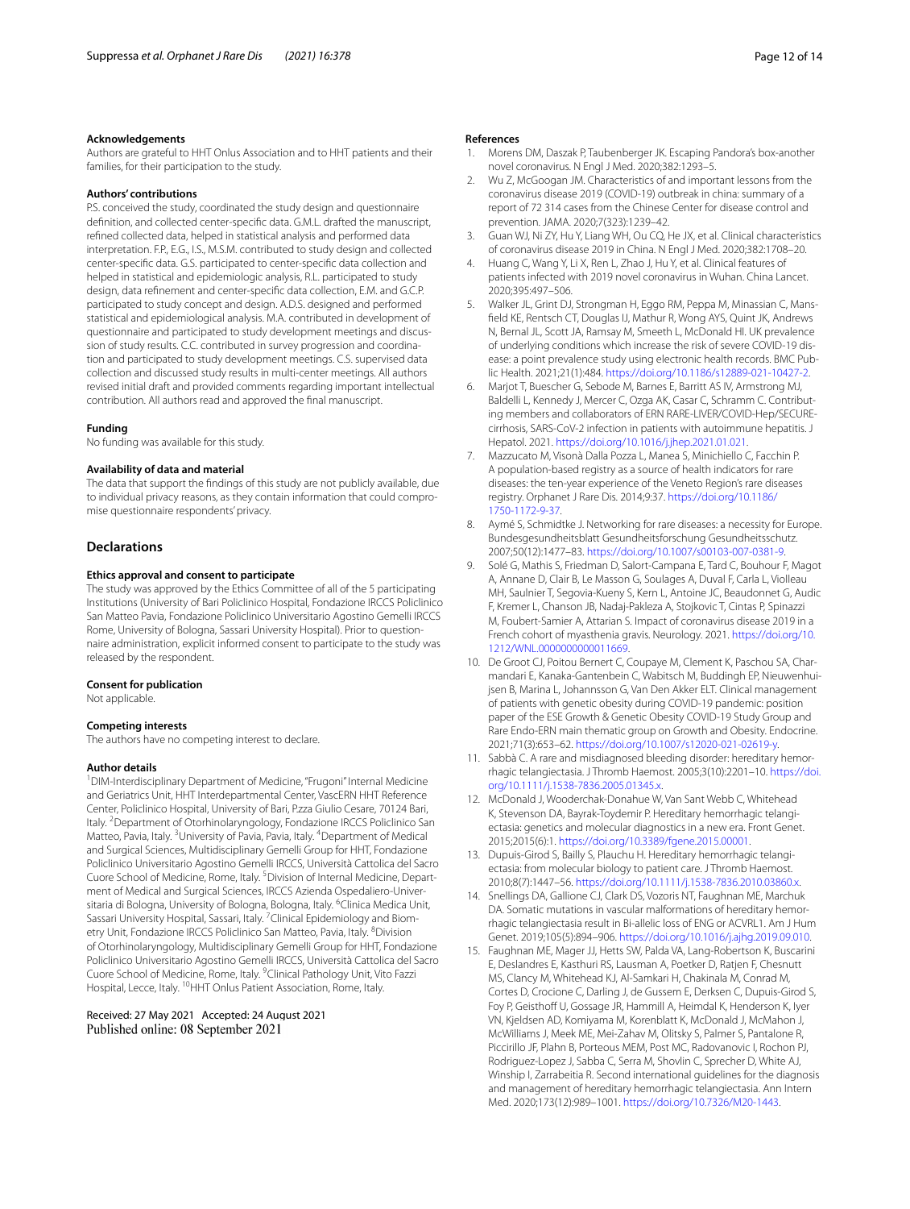### Acknowledgements

Authors are grateful to HHT Onlus Association and to HHT patients and their families, for their participation to the study.

### Authors' contributions

P.S. conceived the study, coordinated the study design and questionnaire definition, and collected center-specific data. G.M.L. drafted the manuscript, refined collected data, helped in statistical analysis and performed data interpretation. F.P., E.G., I.S., M.S.M. contributed to study design and collected center-specific data. G.S. participated to center-specific data collection and helped in statistical and epidemiologic analysis, R.L. participated to study design, data refinement and center-specific data collection, E.M. and G.C.P. participated to study concept and design. A.D.S. designed and performed statistical and epidemiological analysis. M.A. contributed in development of questionnaire and participated to study development meetings and discussion of study results. C.C. contributed in survey progression and coordination and participated to study development meetings. C.S. supervised data collection and discussed study results in multi-center meetings. All authors revised initial draft and provided comments regarding important intellectual contribution. All authors read and approved the final manuscript.

### Funding

No funding was available for this study.

### Availability of data and material

The data that support the findings of this study are not publicly available, due to individual privacy reasons, as they contain information that could compromise questionnaire respondents' privacy.

## Declarations

### Ethics approval and consent to participate

The study was approved by the Ethics Committee of all of the 5 participating Institutions (University of Bari Policlinico Hospital, Fondazione IRCCS Policlinico San Matteo Pavia, Fondazione Policlinico Universitario Agostino Gemelli IRCCS Rome, University of Bologna, Sassari University Hospital). Prior to questionnaire administration, explicit informed consent to participate to the study was released by the respondent.

### Consent for publication

Not applicable.

### Competing interests

The authors have no competing interest to declare.

### Author details

[1]DIM-Interdisciplinary Department of Medicine, "Frugoni" Internal Medicine and Geriatrics Unit, HHT Interdepartmental Center, VascERN HHT Reference Center, Policlinico Hospital, University of Bari, P.zza Giulio Cesare, 70124 Bari, Italy. [2]Department of Otorhinolaryngology, Fondazione IRCCS Policlinico San Matteo, Pavia, Italy. [3]University of Pavia, Pavia, Italy. [4]Department of Medical and Surgical Sciences, Multidisciplinary Gemelli Group for HHT, Fondazione Policlinico Universitario Agostino Gemelli IRCCS, Università Cattolica del Sacro Cuore School of Medicine, Rome, Italy. [5]Division of Internal Medicine, Department of Medical and Surgical Sciences, IRCCS Azienda Ospedaliero-Universitaria di Bologna, University of Bologna, Bologna, Italy. [6]Clinica Medica Unit, Sassari University Hospital, Sassari, Italy. [7]Clinical Epidemiology and Biometry Unit, Fondazione IRCCS Policlinico San Matteo, Pavia, Italy. [8]Division of Otorhinolaryngology, Multidisciplinary Gemelli Group for HHT, Fondazione Policlinico Universitario Agostino Gemelli IRCCS, Università Cattolica del Sacro Cuore School of Medicine, Rome, Italy. [9]Clinical Pathology Unit, Vito Fazzi Hospital, Lecce, Italy. [10]HHT Onlus Patient Association, Rome, Italy.

Received: 27 May 2021 Accepted: 24 August 2021
Published online: 08 September 2021

### References

1. Morens DM, Daszak P, Taubenberger JK. Escaping Pandora's box-another novel coronavirus. N Engl J Med. 2020;382:1293–5.
2. Wu Z, McGoogan JM. Characteristics of and important lessons from the coronavirus disease 2019 (COVID-19) outbreak in china: summary of a report of 72 314 cases from the Chinese Center for disease control and prevention. JAMA. 2020;7(323):1239–42.
3. Guan WJ, Ni ZY, Hu Y, Liang WH, Ou CQ, He JX, et al. Clinical characteristics of coronavirus disease 2019 in China. N Engl J Med. 2020;382:1708–20.
4. Huang C, Wang Y, Li X, Ren L, Zhao J, Hu Y, et al. Clinical features of patients infected with 2019 novel coronavirus in Wuhan. China Lancet. 2020;395:497–506.
5. Walker JL, Grint DJ, Strongman H, Eggo RM, Peppa M, Minassian C, Mansfield KE, Rentsch CT, Douglas IJ, Mathur R, Wong AYS, Quint JK, Andrews N, Bernal JL, Scott JA, Ramsay M, Smeeth L, McDonald HI. UK prevalence of underlying conditions which increase the risk of severe COVID-19 disease: a point prevalence study using electronic health records. BMC Public Health. 2021;21(1):484. https://doi.org/10.1186/s12889-021-10427-2.
6. Marjot T, Buescher G, Sebode M, Barnes E, Barritt AS IV, Armstrong MJ, Baldelli L, Kennedy J, Mercer C, Ozga AK, Casar C, Schramm C. Contributing members and collaborators of ERN RARE-LIVER/COVID-Hep/SECURE-cirrhosis, SARS-CoV-2 infection in patients with autoimmune hepatitis. J Hepatol. 2021. https://doi.org/10.1016/j.jhep.2021.01.021.
7. Mazzucato M, Visonà Dalla Pozza L, Manea S, Minichiello C, Facchin P. A population-based registry as a source of health indicators for rare diseases: the ten-year experience of the Veneto Region's rare diseases registry. Orphanet J Rare Dis. 2014;9:37. https://doi.org/10.1186/1750-1172-9-37.
8. Aymé S, Schmidtke J. Networking for rare diseases: a necessity for Europe. Bundesgesundheitsblatt Gesundheitsforschung Gesundheitsschutz. 2007;50(12):1477–83. https://doi.org/10.1007/s00103-007-0381-9.
9. Solé G, Mathis S, Friedman D, Salort-Campana E, Tard C, Bouhour F, Magot A, Annane D, Clair B, Le Masson G, Soulages A, Duval F, Carla L, Violleau MH, Saulnier T, Segovia-Kueny S, Kern L, Antoine JC, Beaudonnet G, Audic F, Kremer L, Chanson JB, Nadaj-Pakleza A, Stojkovic T, Cintas P, Spinazzi M, Foubert-Samier A, Attarian S. Impact of coronavirus disease 2019 in a French cohort of myasthenia gravis. Neurology. 2021. https://doi.org/10.1212/WNL.0000000000011669.
10. De Groot CJ, Poitou Bernert C, Coupaye M, Clement K, Paschou SA, Charmandari E, Kanaka-Gantenbein C, Wabitsch M, Buddingh EP, Nieuwenhuijsen B, Marina L, Johannsson G, Van Den Akker ELT. Clinical management of patients with genetic obesity during COVID-19 pandemic: position paper of the ESE Growth & Genetic Obesity COVID-19 Study Group and Rare Endo-ERN main thematic group on Growth and Obesity. Endocrine. 2021;71(3):653–62. https://doi.org/10.1007/s12020-021-02619-y.
11. Sabbà C. A rare and misdiagnosed bleeding disorder: hereditary hemorrhagic telangiectasia. J Thromb Haemost. 2005;3(10):2201–10. https://doi.org/10.1111/j.1538-7836.2005.01345.x.
12. McDonald J, Wooderchak-Donahue W, Van Sant Webb C, Whitehead K, Stevenson DA, Bayrak-Toydemir P. Hereditary hemorrhagic telangiectasia: genetics and molecular diagnostics in a new era. Front Genet. 2015;2015(6):1. https://doi.org/10.3389/fgene.2015.00001.
13. Dupuis-Girod S, Bailly S, Plauchu H. Hereditary hemorrhagic telangiectasia: from molecular biology to patient care. J Thromb Haemost. 2010;8(7):1447–56. https://doi.org/10.1111/j.1538-7836.2010.03860.x.
14. Snellings DA, Gallione CJ, Clark DS, Vozoris NT, Faughnan ME, Marchuk DA. Somatic mutations in vascular malformations of hereditary hemorrhagic telangiectasia result in Bi-allelic loss of ENG or ACVRL1. Am J Hum Genet. 2019;105(5):894–906. https://doi.org/10.1016/j.ajhg.2019.09.010.
15. Faughnan ME, Mager JJ, Hetts SW, Palda VA, Lang-Robertson K, Buscarini E, Deslandres E, Kasthuri RS, Lausman A, Poetker D, Ratjen F, Chesnutt MS, Clancy M, Whitehead KJ, Al-Samkari H, Chakinala M, Conrad M, Cortes D, Crocione C, Darling J, de Gussem E, Derksen C, Dupuis-Girod S, Foy P, Geisthoff U, Gossage JR, Hammill A, Heimdal K, Henderson K, Iyer VN, Kjeldsen AD, Komiyama M, Korenblatt K, McDonald J, McMahon J, McWilliams J, Meek ME, Mei-Zahav M, Olitsky S, Palmer S, Pantalone R, Piccirillo JF, Plahn B, Porteous MEM, Post MC, Radovanovic I, Rochon PJ, Rodriguez-Lopez J, Sabba C, Serra M, Shovlin C, Sprecher D, White AJ, Winship I, Zarrabeitia R. Second international guidelines for the diagnosis and management of hereditary hemorrhagic telangiectasia. Ann Intern Med. 2020;173(12):989–1001. https://doi.org/10.7326/M20-1443.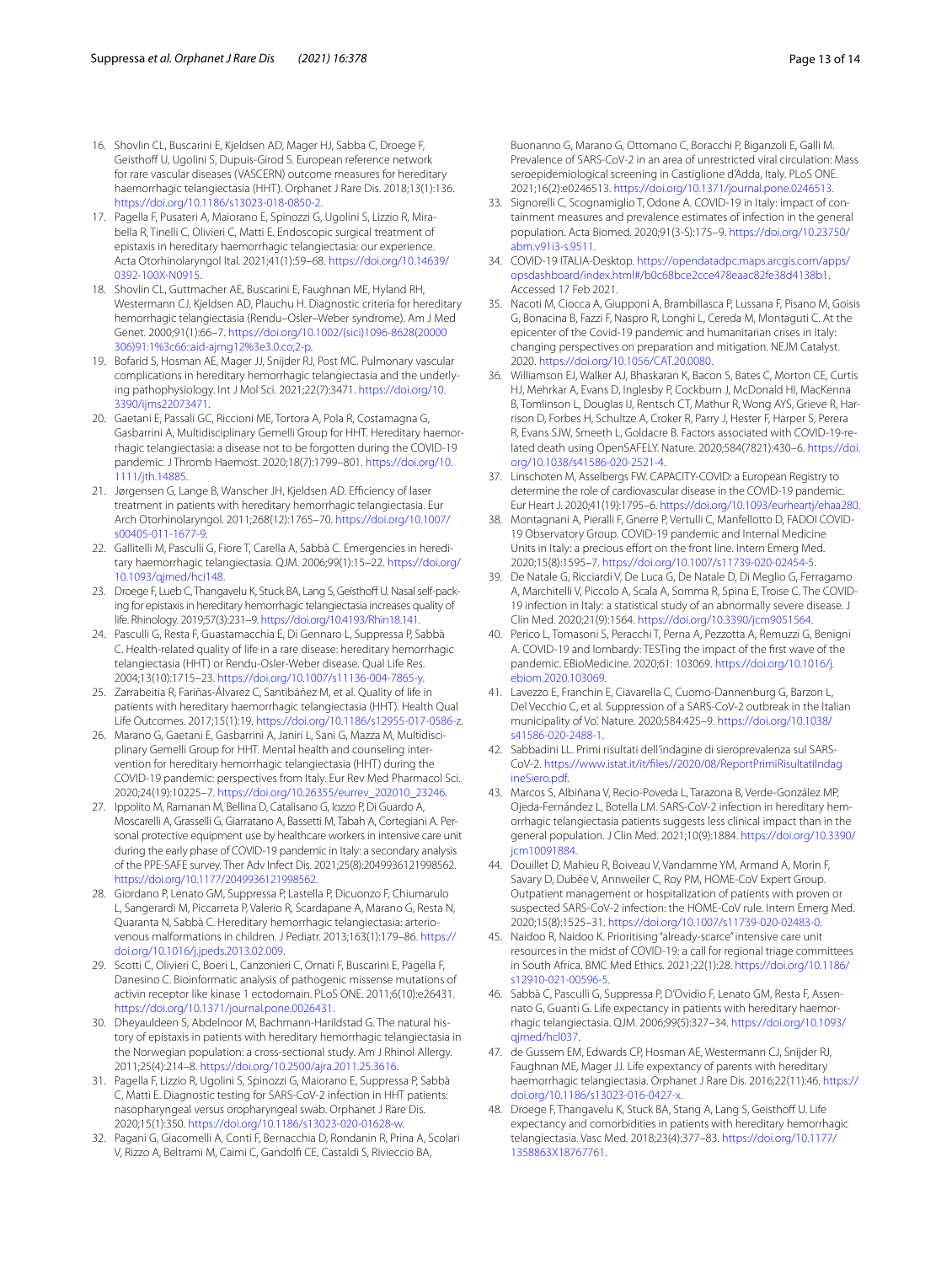16. Shovlin CL, Buscarini E, Kjeldsen AD, Mager HJ, Sabba C, Droege F, Geisthoff U, Ugolini S, Dupuis-Girod S. European reference network for rare vascular diseases (VASCERN) outcome measures for hereditary haemorrhagic telangiectasia (HHT). Orphanet J Rare Dis. 2018;13(1):136. https://doi.org/10.1186/s13023-018-0850-2.
17. Pagella F, Pusateri A, Maiorano E, Spinozzi G, Ugolini S, Lizzio R, Mirabella R, Tinelli C, Olivieri C, Matti E. Endoscopic surgical treatment of epistaxis in hereditary haemorrhagic telangiectasia: our experience. Acta Otorhinolaryngol Ital. 2021;41(1):59–68. https://doi.org/10.14639/0392-100X-N0915.
18. Shovlin CL, Guttmacher AE, Buscarini E, Faughnan ME, Hyland RH, Westermann CJ, Kjeldsen AD, Plauchu H. Diagnostic criteria for hereditary hemorrhagic telangiectasia (Rendu–Osler–Weber syndrome). Am J Med Genet. 2000;91(1):66–7. https://doi.org/10.1002/(sici)1096-8628(20000306)91:1%3c66::aid-ajmg12%3e3.0.co;2-p.
19. Bofarid S, Hosman AE, Mager JJ, Snijder RJ, Post MC. Pulmonary vascular complications in hereditary hemorrhagic telangiectasia and the underlying pathophysiology. Int J Mol Sci. 2021;22(7):3471. https://doi.org/10.3390/ijms22073471.
20. Gaetani E, Passali GC, Riccioni ME, Tortora A, Pola R, Costamagna G, Gasbarrini A, Multidisciplinary Gemelli Group for HHT. Hereditary haemorrhagic telangiectasia: a disease not to be forgotten during the COVID-19 pandemic. J Thromb Haemost. 2020;18(7):1799–801. https://doi.org/10.1111/jth.14885.
21. Jørgensen G, Lange B, Wanscher JH, Kjeldsen AD. Efficiency of laser treatment in patients with hereditary hemorrhagic telangiectasia. Eur Arch Otorhinolaryngol. 2011;268(12):1765–70. https://doi.org/10.1007/s00405-011-1677-9.
22. Gallitelli M, Pasculli G, Fiore T, Carella A, Sabbà C. Emergencies in hereditary haemorrhagic telangiectasia. QJM. 2006;99(1):15–22. https://doi.org/10.1093/qjmed/hci148.
23. Droege F, Lueb C, Thangavelu K, Stuck BA, Lang S, Geisthoff U. Nasal self-packing for epistaxis in hereditary hemorrhagic telangiectasia increases quality of life. Rhinology. 2019;57(3):231–9. https://doi.org/10.4193/Rhin18.141.
24. Pasculli G, Resta F, Guastamacchia E, Di Gennaro L, Suppressa P, Sabbà C. Health-related quality of life in a rare disease: hereditary hemorrhagic telangiectasia (HHT) or Rendu-Osler-Weber disease. Qual Life Res. 2004;13(10):1715–23. https://doi.org/10.1007/s11136-004-7865-y.
25. Zarrabeitia R, Fariñas-Álvarez C, Santibáñez M, et al. Quality of life in patients with hereditary haemorrhagic telangiectasia (HHT). Health Qual Life Outcomes. 2017;15(1):19. https://doi.org/10.1186/s12955-017-0586-z.
26. Marano G, Gaetani E, Gasbarrini A, Janiri L, Sani G, Mazza M, Multidisciplinary Gemelli Group for HHT. Mental health and counseling intervention for hereditary hemorrhagic telangiectasia (HHT) during the COVID-19 pandemic: perspectives from Italy. Eur Rev Med Pharmacol Sci. 2020;24(19):10225–7. https://doi.org/10.26355/eurrev_202010_23246.
27. Ippolito M, Ramanan M, Bellina D, Catalisano G, Iozzo P, Di Guardo A, Moscarelli A, Grasselli G, Giarratano A, Bassetti M, Tabah A, Cortegiani A. Personal protective equipment use by healthcare workers in intensive care unit during the early phase of COVID-19 pandemic in Italy: a secondary analysis of the PPE-SAFE survey. Ther Adv Infect Dis. 2021;25(8):2049936121998562. https://doi.org/10.1177/2049936121998562.
28. Giordano P, Lenato GM, Suppressa P, Lastella P, Dicuonzo F, Chiumarulo L, Sangerardi M, Piccarreta P, Valerio R, Scardapane A, Marano G, Resta N, Quaranta N, Sabbà C. Hereditary hemorrhagic telangiectasia: arteriovenous malformations in children. J Pediatr. 2013;163(1):179–86. https://doi.org/10.1016/j.jpeds.2013.02.009.
29. Scotti C, Olivieri C, Boeri L, Canzonieri C, Ornati F, Buscarini E, Pagella F, Danesino C. Bioinformatic analysis of pathogenic missense mutations of activin receptor like kinase 1 ectodomain. PLoS ONE. 2011;6(10):e26431. https://doi.org/10.1371/journal.pone.0026431.
30. Dheyauldeen S, Abdelnoor M, Bachmann-Harildstad G. The natural history of epistaxis in patients with hereditary hemorrhagic telangiectasia in the Norwegian population: a cross-sectional study. Am J Rhinol Allergy. 2011;25(4):214–8. https://doi.org/10.2500/ajra.2011.25.3616.
31. Pagella F, Lizzio R, Ugolini S, Spinozzi G, Maiorano E, Suppressa P, Sabbà C, Matti E. Diagnostic testing for SARS-CoV-2 infection in HHT patients: nasopharyngeal versus oropharyngeal swab. Orphanet J Rare Dis. 2020;15(1):350. https://doi.org/10.1186/s13023-020-01628-w.
32. Pagani G, Giacomelli A, Conti F, Bernacchia D, Rondanin R, Prina A, Scolari V, Rizzo A, Beltrami M, Caimi C, Gandolfi CE, Castaldi S, Rivieccio BA, Buonanno G, Marano G, Ottomano C, Boracchi P, Biganzoli E, Galli M. Prevalence of SARS-CoV-2 in an area of unrestricted viral circulation: Mass seroepidemiological screening in Castiglione d'Adda, Italy. PLoS ONE. 2021;16(2):e0246513. https://doi.org/10.1371/journal.pone.0246513.
33. Signorelli C, Scognamiglio T, Odone A. COVID-19 in Italy: impact of containment measures and prevalence estimates of infection in the general population. Acta Biomed. 2020;91(3-S):175–9. https://doi.org/10.23750/abm.v91i3-s.9511.
34. COVID-19 ITALIA-Desktop. https://opendatadpc.maps.arcgis.com/apps/opsdashboard/index.html#/b0c68bce2cce478eaac82fe38d4138b1. Accessed 17 Feb 2021.
35. Nacoti M, Ciocca A, Giupponi A, Brambillasca P, Lussana F, Pisano M, Goisis G, Bonacina B, Fazzi F, Naspro R, Longhi L, Cereda M, Montaguti C. At the epicenter of the Covid-19 pandemic and humanitarian crises in Italy: changing perspectives on preparation and mitigation. NEJM Catalyst. 2020. https://doi.org/10.1056/CAT.20.0080.
36. Williamson EJ, Walker AJ, Bhaskaran K, Bacon S, Bates C, Morton CE, Curtis HJ, Mehrkar A, Evans D, Inglesby P, Cockburn J, McDonald HI, MacKenna B, Tomlinson L, Douglas IJ, Rentsch CT, Mathur R, Wong AYS, Grieve R, Harrison D, Forbes H, Schultze A, Croker R, Parry J, Hester F, Harper S, Perera R, Evans SJW, Smeeth L, Goldacre B. Factors associated with COVID-19-related death using OpenSAFELY. Nature. 2020;584(7821):430–6. https://doi.org/10.1038/s41586-020-2521-4.
37. Linschoten M, Asselbergs FW. CAPACITY-COVID: a European Registry to determine the role of cardiovascular disease in the COVID-19 pandemic. Eur Heart J. 2020;41(19):1795–6. https://doi.org/10.1093/eurheartj/ehaa280.
38. Montagnani A, Pieralli F, Gnerre P, Vertulli C, Manfellotto D, FADOI COVID-19 Observatory Group. COVID-19 pandemic and Internal Medicine Units in Italy: a precious effort on the front line. Intern Emerg Med. 2020;15(8):1595–7. https://doi.org/10.1007/s11739-020-02454-5.
39. De Natale G, Ricciardi V, De Luca G, De Natale D, Di Meglio G, Ferragamo A, Marchitelli V, Piccolo A, Scala A, Somma R, Spina E, Troise C. The COVID-19 infection in Italy: a statistical study of an abnormally severe disease. J Clin Med. 2020;21(9):1564. https://doi.org/10.3390/jcm9051564.
40. Perico L, Tomasoni S, Peracchi T, Perna A, Pezzotta A, Remuzzi G, Benigni A. COVID-19 and lombardy: TESTing the impact of the first wave of the pandemic. EBioMedicine. 2020;61: 103069. https://doi.org/10.1016/j.ebiom.2020.103069.
41. Lavezzo E, Franchin E, Ciavarella C, Cuomo-Dannenburg G, Barzon L, Del Vecchio C, et al. Suppression of a SARS-CoV-2 outbreak in the Italian municipality of Vo'. Nature. 2020;584:425–9. https://doi.org/10.1038/s41586-020-2488-1.
42. Sabbadini LL. Primi risultati dell'indagine di sieroprevalenza sul SARS-CoV-2. https://www.istat.it/it/files//2020/08/ReportPrimiRisultatiIndagineSiero.pdf.
43. Marcos S, Albiñana V, Recio-Poveda L, Tarazona B, Verde-González MP, Ojeda-Fernández L, Botella LM. SARS-CoV-2 infection in hereditary hemorrhagic telangiectasia patients suggests less clinical impact than in the general population. J Clin Med. 2021;10(9):1884. https://doi.org/10.3390/jcm10091884.
44. Douillet D, Mahieu R, Boiveau V, Vandamme YM, Armand A, Morin F, Savary D, Dubée V, Annweiler C, Roy PM, HOME-CoV Expert Group. Outpatient management or hospitalization of patients with proven or suspected SARS-CoV-2 infection: the HOME-CoV rule. Intern Emerg Med. 2020;15(8):1525–31. https://doi.org/10.1007/s11739-020-02483-0.
45. Naidoo R, Naidoo K. Prioritising "already-scarce" intensive care unit resources in the midst of COVID-19: a call for regional triage committees in South Africa. BMC Med Ethics. 2021;22(1):28. https://doi.org/10.1186/s12910-021-00596-5.
46. Sabbà C, Pasculli G, Suppressa P, D'Ovidio F, Lenato GM, Resta F, Assennato G, Guanti G. Life expectancy in patients with hereditary haemorrhagic telangiectasia. QJM. 2006;99(5):327–34. https://doi.org/10.1093/qjmed/hcl037.
47. de Gussem EM, Edwards CP, Hosman AE, Westermann CJ, Snijder RJ, Faughnan ME, Mager JJ. Life expectancy of parents with hereditary haemorrhagic telangiectasia. Orphanet J Rare Dis. 2016;22(11):46. https://doi.org/10.1186/s13023-016-0427-x.
48. Droege F, Thangavelu K, Stuck BA, Stang A, Lang S, Geisthoff U. Life expectancy and comorbidities in patients with hereditary hemorrhagic telangiectasia. Vasc Med. 2018;23(4):377–83. https://doi.org/10.1177/1358863X18767761.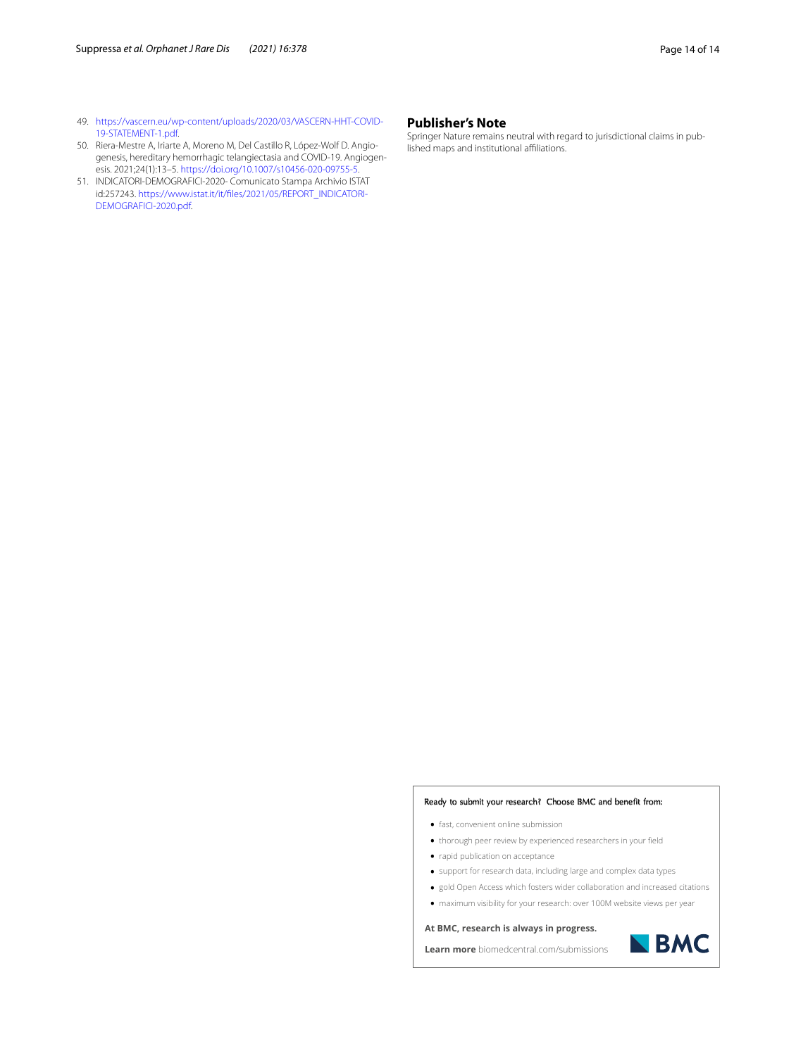49. https://vascern.eu/wp-content/uploads/2020/03/VASCERN-HHT-COVID-19-STATEMENT-1.pdf.
50. Riera-Mestre A, Iriarte A, Moreno M, Del Castillo R, López-Wolf D. Angiogenesis, hereditary hemorrhagic telangiectasia and COVID-19. Angiogenesis. 2021;24(1):13–5. https://doi.org/10.1007/s10456-020-09755-5.
51. INDICATORI-DEMOGRAFICI-2020- Comunicato Stampa Archivio ISTAT id:257243. https://www.istat.it/it/files/2021/05/REPORT_INDICATORI-DEMOGRAFICI-2020.pdf.

## Publisher's Note

Springer Nature remains neutral with regard to jurisdictional claims in published maps and institutional affiliations.

Ready to submit your research? Choose BMC and benefit from:

- fast, convenient online submission
- thorough peer review by experienced researchers in your field
- rapid publication on acceptance
- support for research data, including large and complex data types
- gold Open Access which fosters wider collaboration and increased citations
- maximum visibility for your research: over 100M website views per year

**At BMC, research is always in progress.**

**Learn more** biomedcentral.com/submissions

BMC